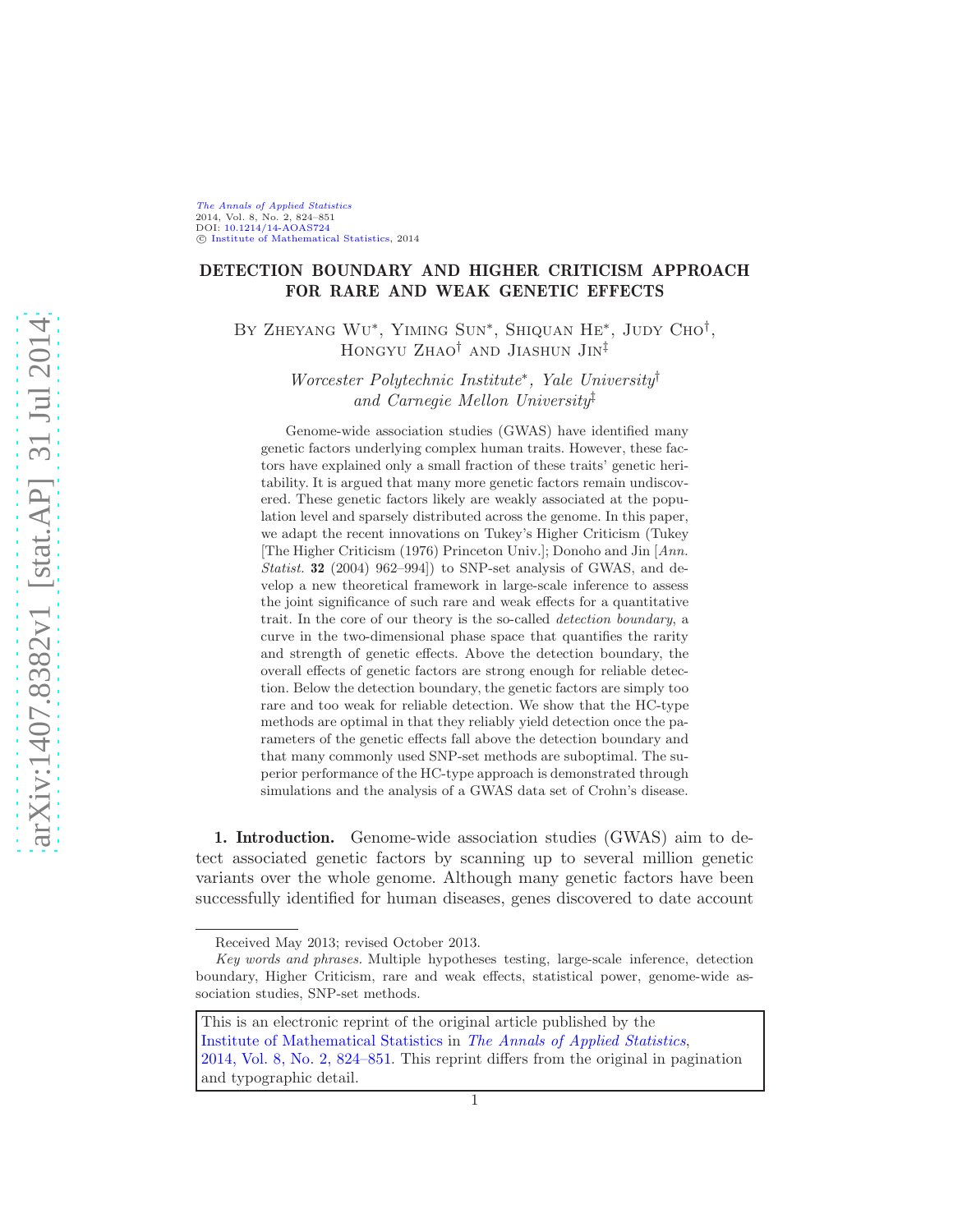# DETECTION BOUNDARY AND HIGHER CRITICISM APPROACH FOR RARE AND WEAK GENETIC EFFECTS

By Zheyang Wu[*], Yiming Sun[*], Shiquan He[*], Judy Cho[†], Hongyu Zhao[†] and Jiashun Jin[‡]

*Worcester Polytechnic Institute[*], Yale University[†] and Carnegie Mellon University[‡]*

Genome-wide association studies (GWAS) have identified many genetic factors underlying complex human traits. However, these factors have explained only a small fraction of these traits' genetic heritability. It is argued that many more genetic factors remain undiscovered. These genetic factors likely are weakly associated at the population level and sparsely distributed across the genome. In this paper, we adapt the recent innovations on Tukey's Higher Criticism (Tukey [The Higher Criticism (1976) Princeton Univ.]; Donoho and Jin [*Ann. Statist.* **32** (2004) 962–994]) to SNP-set analysis of GWAS, and develop a new theoretical framework in large-scale inference to assess the joint significance of such rare and weak effects for a quantitative trait. In the core of our theory is the so-called *detection boundary*, a curve in the two-dimensional phase space that quantifies the rarity and strength of genetic effects. Above the detection boundary, the overall effects of genetic factors are strong enough for reliable detection. Below the detection boundary, the genetic factors are simply too rare and too weak for reliable detection. We show that the HC-type methods are optimal in that they reliably yield detection once the parameters of the genetic effects fall above the detection boundary and that many commonly used SNP-set methods are suboptimal. The superior performance of the HC-type approach is demonstrated through simulations and the analysis of a GWAS data set of Crohn's disease.

**1. Introduction.** Genome-wide association studies (GWAS) aim to detect associated genetic factors by scanning up to several million genetic variants over the whole genome. Although many genetic factors have been successfully identified for human diseases, genes discovered to date account

---

Received May 2013; revised October 2013.

*Key words and phrases.* Multiple hypotheses testing, large-scale inference, detection boundary, Higher Criticism, rare and weak effects, statistical power, genome-wide association studies, SNP-set methods.

This is an electronic reprint of the original article published by the Institute of Mathematical Statistics in *The Annals of Applied Statistics*, 2014, Vol. 8, No. 2, 824–851. This reprint differs from the original in pagination and typographic detail.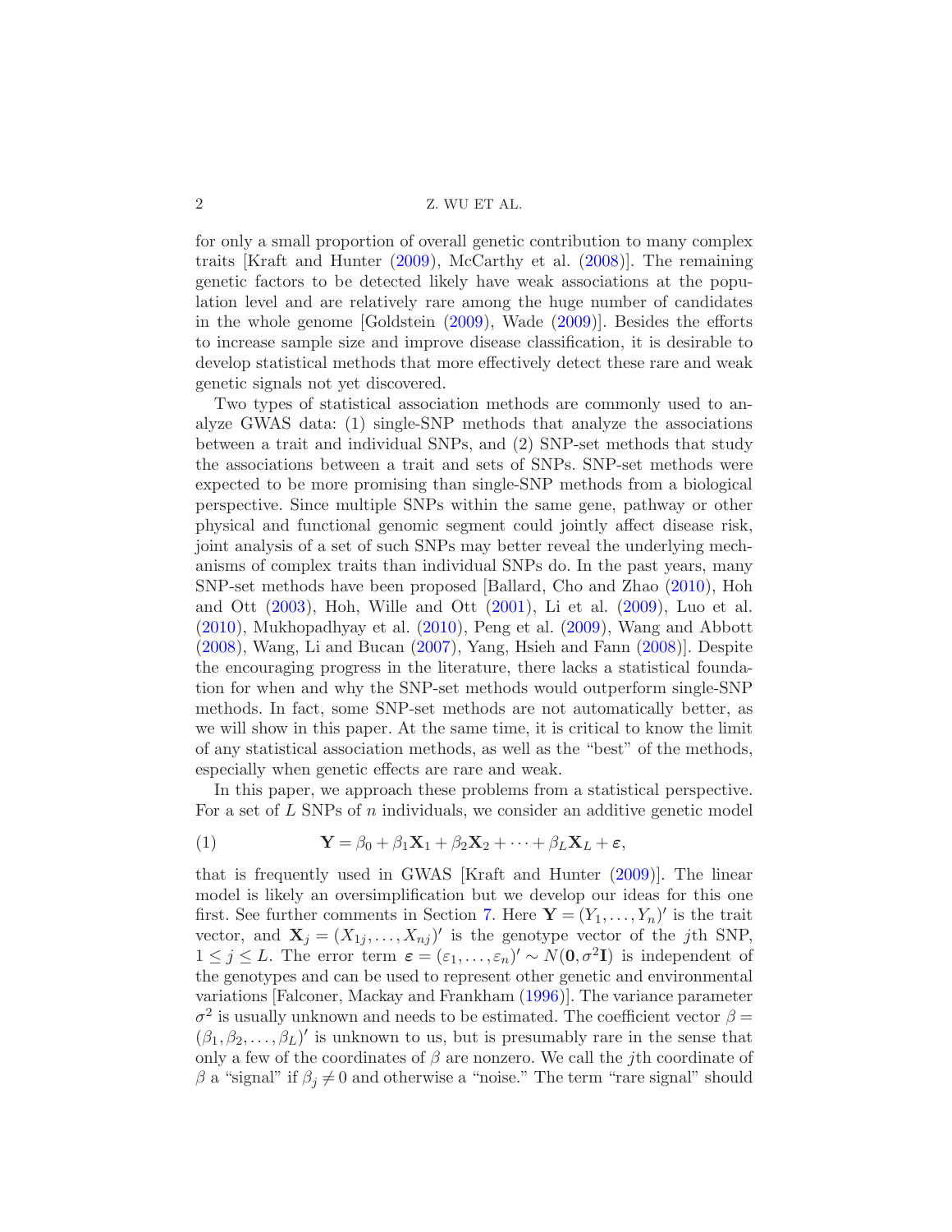for only a small proportion of overall genetic contribution to many complex traits [Kraft and Hunter (2009), McCarthy et al. (2008)]. The remaining genetic factors to be detected likely have weak associations at the population level and are relatively rare among the huge number of candidates in the whole genome [Goldstein (2009), Wade (2009)]. Besides the efforts to increase sample size and improve disease classification, it is desirable to develop statistical methods that more effectively detect these rare and weak genetic signals not yet discovered.

Two types of statistical association methods are commonly used to analyze GWAS data: (1) single-SNP methods that analyze the associations between a trait and individual SNPs, and (2) SNP-set methods that study the associations between a trait and sets of SNPs. SNP-set methods were expected to be more promising than single-SNP methods from a biological perspective. Since multiple SNPs within the same gene, pathway or other physical and functional genomic segment could jointly affect disease risk, joint analysis of a set of such SNPs may better reveal the underlying mechanisms of complex traits than individual SNPs do. In the past years, many SNP-set methods have been proposed [Ballard, Cho and Zhao (2010), Hoh and Ott (2003), Hoh, Wille and Ott (2001), Li et al. (2009), Luo et al. (2010), Mukhopadhyay et al. (2010), Peng et al. (2009), Wang and Abbott (2008), Wang, Li and Bucan (2007), Yang, Hsieh and Fann (2008)]. Despite the encouraging progress in the literature, there lacks a statistical foundation for when and why the SNP-set methods would outperform single-SNP methods. In fact, some SNP-set methods are not automatically better, as we will show in this paper. At the same time, it is critical to know the limit of any statistical association methods, as well as the "best" of the methods, especially when genetic effects are rare and weak.

In this paper, we approach these problems from a statistical perspective. For a set of $L$ SNPs of $n$ individuals, we consider an additive genetic model

$$\mathbf{Y} = \beta_0 + \beta_1 \mathbf{X}_1 + \beta_2 \mathbf{X}_2 + \cdots + \beta_L \mathbf{X}_L + \boldsymbol{\varepsilon}, \tag{1}$$

that is frequently used in GWAS [Kraft and Hunter (2009)]. The linear model is likely an oversimplification but we develop our ideas for this one first. See further comments in Section 7. Here $\mathbf{Y} = (Y_1, \ldots, Y_n)'$ is the trait vector, and $\mathbf{X}_j = (X_{1j}, \ldots, X_{nj})'$ is the genotype vector of the $j$th SNP, $1 \le j \le L$. The error term $\boldsymbol{\varepsilon} = (\varepsilon_1, \ldots, \varepsilon_n)' \sim N(\mathbf{0}, \sigma^2 \mathbf{I})$ is independent of the genotypes and can be used to represent other genetic and environmental variations [Falconer, Mackay and Frankham (1996)]. The variance parameter $\sigma^2$ is usually unknown and needs to be estimated. The coefficient vector $\beta = (\beta_1, \beta_2, \ldots, \beta_L)'$ is unknown to us, but is presumably rare in the sense that only a few of the coordinates of $\beta$ are nonzero. We call the $j$th coordinate of $\beta$ a "signal" if $\beta_j \neq 0$ and otherwise a "noise." The term "rare signal" should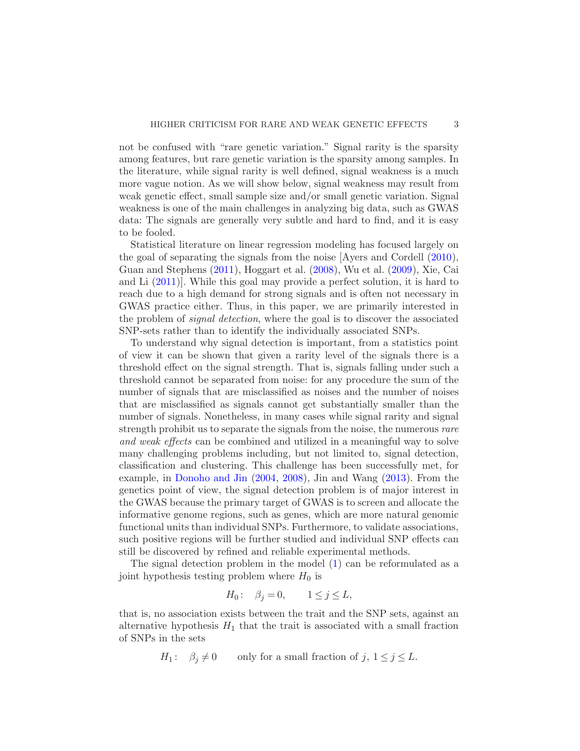not be confused with "rare genetic variation." Signal rarity is the sparsity among features, but rare genetic variation is the sparsity among samples. In the literature, while signal rarity is well defined, signal weakness is a much more vague notion. As we will show below, signal weakness may result from weak genetic effect, small sample size and/or small genetic variation. Signal weakness is one of the main challenges in analyzing big data, such as GWAS data: The signals are generally very subtle and hard to find, and it is easy to be fooled.

Statistical literature on linear regression modeling has focused largely on the goal of separating the signals from the noise [Ayers and Cordell (2010), Guan and Stephens (2011), Hoggart et al. (2008), Wu et al. (2009), Xie, Cai and Li (2011)]. While this goal may provide a perfect solution, it is hard to reach due to a high demand for strong signals and is often not necessary in GWAS practice either. Thus, in this paper, we are primarily interested in the problem of *signal detection*, where the goal is to discover the associated SNP-sets rather than to identify the individually associated SNPs.

To understand why signal detection is important, from a statistics point of view it can be shown that given a rarity level of the signals there is a threshold effect on the signal strength. That is, signals falling under such a threshold cannot be separated from noise: for any procedure the sum of the number of signals that are misclassified as noises and the number of noises that are misclassified as signals cannot get substantially smaller than the number of signals. Nonetheless, in many cases while signal rarity and signal strength prohibit us to separate the signals from the noise, the numerous *rare and weak effects* can be combined and utilized in a meaningful way to solve many challenging problems including, but not limited to, signal detection, classification and clustering. This challenge has been successfully met, for example, in Donoho and Jin (2004, 2008), Jin and Wang (2013). From the genetics point of view, the signal detection problem is of major interest in the GWAS because the primary target of GWAS is to screen and allocate the informative genome regions, such as genes, which are more natural genomic functional units than individual SNPs. Furthermore, to validate associations, such positive regions will be further studied and individual SNP effects can still be discovered by refined and reliable experimental methods.

The signal detection problem in the model (1) can be reformulated as a joint hypothesis testing problem where $H_0$ is

$$H_0\colon \quad \beta_j = 0, \qquad 1 \le j \le L,$$

that is, no association exists between the trait and the SNP sets, against an alternative hypothesis $H_1$ that the trait is associated with a small fraction of SNPs in the sets

$$H_1\colon \quad \beta_j \neq 0 \qquad \text{only for a small fraction of } j,\ 1 \le j \le L.$$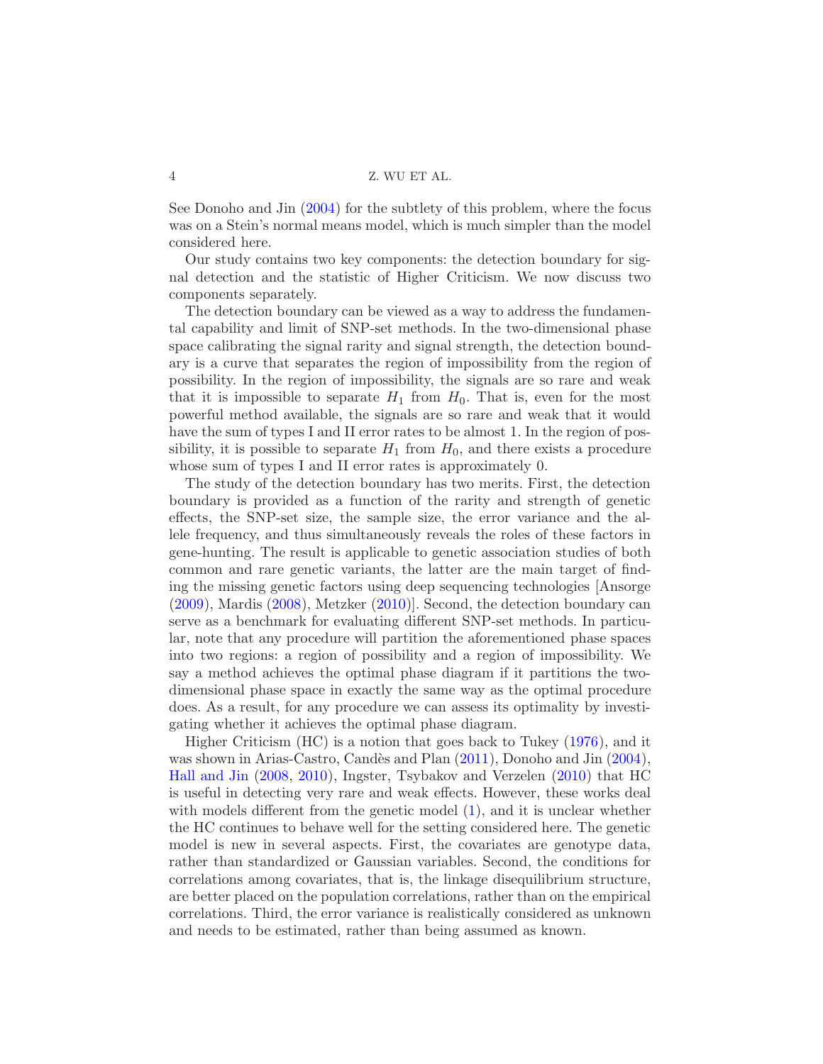See Donoho and Jin (2004) for the subtlety of this problem, where the focus was on a Stein's normal means model, which is much simpler than the model considered here.

Our study contains two key components: the detection boundary for signal detection and the statistic of Higher Criticism. We now discuss two components separately.

The detection boundary can be viewed as a way to address the fundamental capability and limit of SNP-set methods. In the two-dimensional phase space calibrating the signal rarity and signal strength, the detection boundary is a curve that separates the region of impossibility from the region of possibility. In the region of impossibility, the signals are so rare and weak that it is impossible to separate $H_1$ from $H_0$. That is, even for the most powerful method available, the signals are so rare and weak that it would have the sum of types I and II error rates to be almost 1. In the region of possibility, it is possible to separate $H_1$ from $H_0$, and there exists a procedure whose sum of types I and II error rates is approximately 0.

The study of the detection boundary has two merits. First, the detection boundary is provided as a function of the rarity and strength of genetic effects, the SNP-set size, the sample size, the error variance and the allele frequency, and thus simultaneously reveals the roles of these factors in gene-hunting. The result is applicable to genetic association studies of both common and rare genetic variants, the latter are the main target of finding the missing genetic factors using deep sequencing technologies [Ansorge (2009), Mardis (2008), Metzker (2010)]. Second, the detection boundary can serve as a benchmark for evaluating different SNP-set methods. In particular, note that any procedure will partition the aforementioned phase spaces into two regions: a region of possibility and a region of impossibility. We say a method achieves the optimal phase diagram if it partitions the two-dimensional phase space in exactly the same way as the optimal procedure does. As a result, for any procedure we can assess its optimality by investigating whether it achieves the optimal phase diagram.

Higher Criticism (HC) is a notion that goes back to Tukey (1976), and it was shown in Arias-Castro, Candès and Plan (2011), Donoho and Jin (2004), Hall and Jin (2008, 2010), Ingster, Tsybakov and Verzelen (2010) that HC is useful in detecting very rare and weak effects. However, these works deal with models different from the genetic model (1), and it is unclear whether the HC continues to behave well for the setting considered here. The genetic model is new in several aspects. First, the covariates are genotype data, rather than standardized or Gaussian variables. Second, the conditions for correlations among covariates, that is, the linkage disequilibrium structure, are better placed on the population correlations, rather than on the empirical correlations. Third, the error variance is realistically considered as unknown and needs to be estimated, rather than being assumed as known.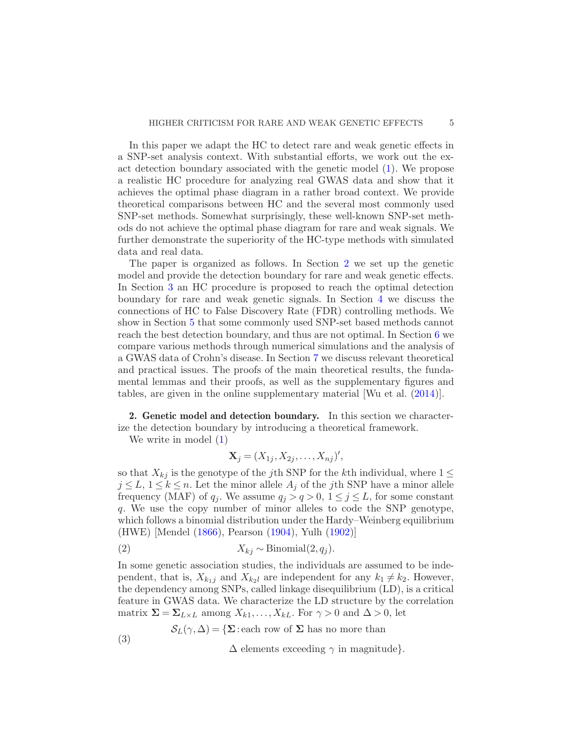In this paper we adapt the HC to detect rare and weak genetic effects in a SNP-set analysis context. With substantial efforts, we work out the exact detection boundary associated with the genetic model (1). We propose a realistic HC procedure for analyzing real GWAS data and show that it achieves the optimal phase diagram in a rather broad context. We provide theoretical comparisons between HC and the several most commonly used SNP-set methods. Somewhat surprisingly, these well-known SNP-set methods do not achieve the optimal phase diagram for rare and weak signals. We further demonstrate the superiority of the HC-type methods with simulated data and real data.

The paper is organized as follows. In Section 2 we set up the genetic model and provide the detection boundary for rare and weak genetic effects. In Section 3 an HC procedure is proposed to reach the optimal detection boundary for rare and weak genetic signals. In Section 4 we discuss the connections of HC to False Discovery Rate (FDR) controlling methods. We show in Section 5 that some commonly used SNP-set based methods cannot reach the best detection boundary, and thus are not optimal. In Section 6 we compare various methods through numerical simulations and the analysis of a GWAS data of Crohn's disease. In Section 7 we discuss relevant theoretical and practical issues. The proofs of the main theoretical results, the fundamental lemmas and their proofs, as well as the supplementary figures and tables, are given in the online supplementary material [Wu et al. (2014)].

## 2. Genetic model and detection boundary.

In this section we characterize the detection boundary by introducing a theoretical framework.

We write in model (1)

$$\mathbf{X}_j = (X_{1j}, X_{2j}, \dots, X_{nj})',$$

so that $X_{kj}$ is the genotype of the $j$th SNP for the $k$th individual, where $1 \leq j \leq L$, $1 \leq k \leq n$. Let the minor allele $A_j$ of the $j$th SNP have a minor allele frequency (MAF) of $q_j$. We assume $q_j > q > 0$, $1 \leq j \leq L$, for some constant $q$. We use the copy number of minor alleles to code the SNP genotype, which follows a binomial distribution under the Hardy–Weinberg equilibrium (HWE) [Mendel (1866), Pearson (1904), Yulh (1902)]

$$X_{kj} \sim \text{Binomial}(2, q_j). \tag{2}$$

In some genetic association studies, the individuals are assumed to be independent, that is, $X_{k_1 j}$ and $X_{k_2 l}$ are independent for any $k_1 \neq k_2$. However, the dependency among SNPs, called linkage disequilibrium (LD), is a critical feature in GWAS data. We characterize the LD structure by the correlation matrix $\mathbf{\Sigma} = \mathbf{\Sigma}_{L\times L}$ among $X_{k1}, \dots, X_{kL}$. For $\gamma > 0$ and $\Delta > 0$, let

$$\mathcal{S}_L(\gamma, \Delta) = \{\mathbf{\Sigma} \colon \text{each row of } \mathbf{\Sigma} \text{ has no more than } \Delta \text{ elements exceeding } \gamma \text{ in magnitude}\}. \tag{3}$$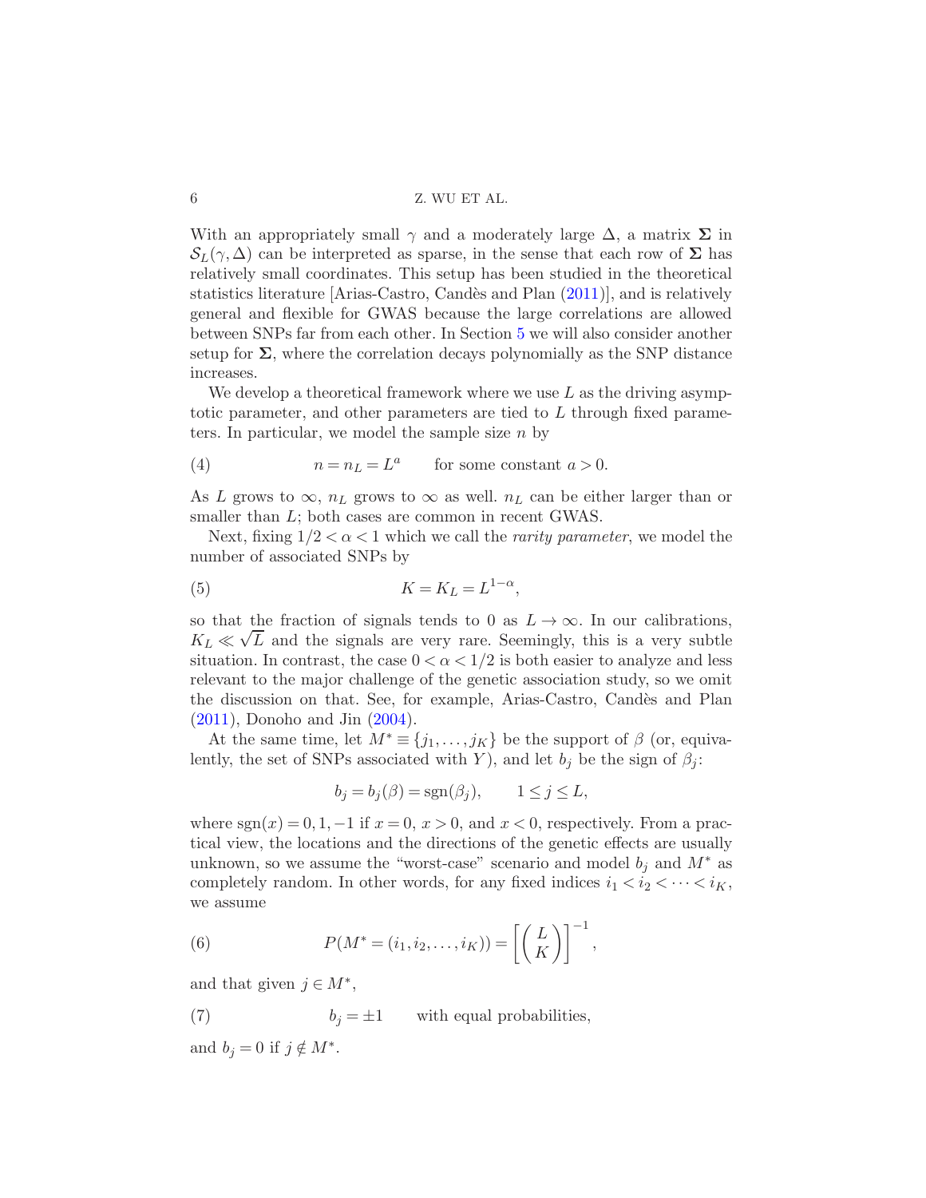With an appropriately small $\gamma$ and a moderately large $\Delta$, a matrix $\mathbf{\Sigma}$ in $\mathcal{S}_L(\gamma, \Delta)$ can be interpreted as sparse, in the sense that each row of $\mathbf{\Sigma}$ has relatively small coordinates. This setup has been studied in the theoretical statistics literature [Arias-Castro, Candès and Plan (2011)], and is relatively general and flexible for GWAS because the large correlations are allowed between SNPs far from each other. In Section 5 we will also consider another setup for $\mathbf{\Sigma}$, where the correlation decays polynomially as the SNP distance increases.

We develop a theoretical framework where we use $L$ as the driving asymptotic parameter, and other parameters are tied to $L$ through fixed parameters. In particular, we model the sample size $n$ by

$$n = n_L = L^a \qquad \text{for some constant } a > 0. \tag{4}$$

As $L$ grows to $\infty$, $n_L$ grows to $\infty$ as well. $n_L$ can be either larger than or smaller than $L$; both cases are common in recent GWAS.

Next, fixing $1/2 < \alpha < 1$ which we call the *rarity parameter*, we model the number of associated SNPs by

$$K = K_L = L^{1-\alpha}, \tag{5}$$

so that the fraction of signals tends to 0 as $L \to \infty$. In our calibrations, $K_L \ll \sqrt{L}$ and the signals are very rare. Seemingly, this is a very subtle situation. In contrast, the case $0 < \alpha < 1/2$ is both easier to analyze and less relevant to the major challenge of the genetic association study, so we omit the discussion on that. See, for example, Arias-Castro, Candès and Plan (2011), Donoho and Jin (2004).

At the same time, let $M^* \equiv \{j_1, \dots, j_K\}$ be the support of $\beta$ (or, equivalently, the set of SNPs associated with $Y$), and let $b_j$ be the sign of $\beta_j$:

$$b_j = b_j(\beta) = \operatorname{sgn}(\beta_j), \qquad 1 \le j \le L,$$

where $\operatorname{sgn}(x) = 0, 1, -1$ if $x = 0$, $x > 0$, and $x < 0$, respectively. From a practical view, the locations and the directions of the genetic effects are usually unknown, so we assume the "worst-case" scenario and model $b_j$ and $M^*$ as completely random. In other words, for any fixed indices $i_1 < i_2 < \cdots < i_K$, we assume

$$P(M^* = (i_1, i_2, \dots, i_K)) = \left[\binom{L}{K}\right]^{-1}, \tag{6}$$

and that given $j \in M^*$,

$$b_j = \pm 1 \qquad \text{with equal probabilities,} \tag{7}$$

and $b_j = 0$ if $j \notin M^*$.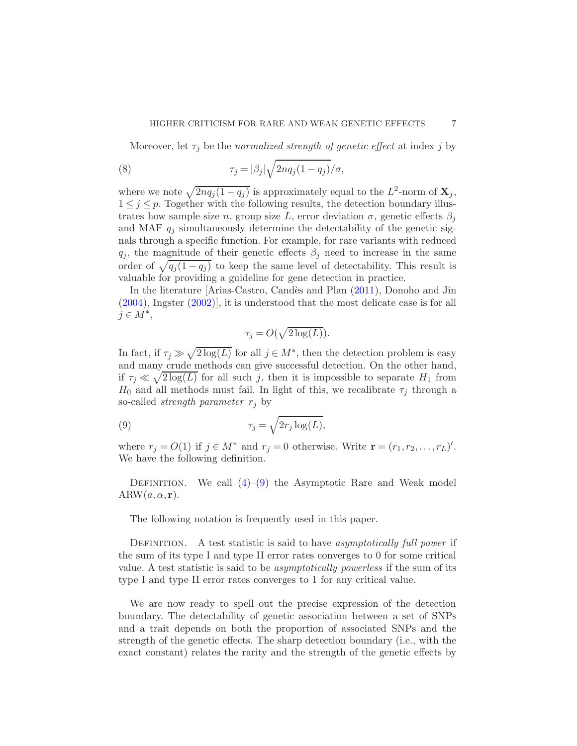Moreover, let $\tau_j$ be the *normalized strength of genetic effect* at index $j$ by

$$\tau_j = |\beta_j|\sqrt{2nq_j(1-q_j)}/\sigma, \tag{8}$$

where we note $\sqrt{2nq_j(1-q_j)}$ is approximately equal to the $L^2$-norm of $\mathbf{X}_j$, $1 \le j \le p$. Together with the following results, the detection boundary illustrates how sample size $n$, group size $L$, error deviation $\sigma$, genetic effects $\beta_j$ and MAF $q_j$ simultaneously determine the detectability of the genetic signals through a specific function. For example, for rare variants with reduced $q_j$, the magnitude of their genetic effects $\beta_j$ need to increase in the same order of $\sqrt{q_j(1-q_j)}$ to keep the same level of detectability. This result is valuable for providing a guideline for gene detection in practice.

In the literature [Arias-Castro, Candès and Plan (2011), Donoho and Jin (2004), Ingster (2002)], it is understood that the most delicate case is for all $j \in M^*$,

$$\tau_j = O(\sqrt{2\log(L)}).$$

In fact, if $\tau_j \gg \sqrt{2\log(L)}$ for all $j \in M^*$, then the detection problem is easy and many crude methods can give successful detection. On the other hand, if $\tau_j \ll \sqrt{2\log(L)}$ for all such $j$, then it is impossible to separate $H_1$ from $H_0$ and all methods must fail. In light of this, we recalibrate $\tau_j$ through a so-called *strength parameter* $r_j$ by

$$\tau_j = \sqrt{2r_j\log(L)}, \tag{9}$$

where $r_j = O(1)$ if $j \in M^*$ and $r_j = 0$ otherwise. Write $\mathbf{r} = (r_1, r_2, \dots, r_L)'$. We have the following definition.

Definition. We call (4)–(9) the Asymptotic Rare and Weak model $\mathrm{ARW}(a, \alpha, \mathbf{r})$.

The following notation is frequently used in this paper.

Definition. A test statistic is said to have *asymptotically full power* if the sum of its type I and type II error rates converges to 0 for some critical value. A test statistic is said to be *asymptotically powerless* if the sum of its type I and type II error rates converges to 1 for any critical value.

We are now ready to spell out the precise expression of the detection boundary. The detectability of genetic association between a set of SNPs and a trait depends on both the proportion of associated SNPs and the strength of the genetic effects. The sharp detection boundary (i.e., with the exact constant) relates the rarity and the strength of the genetic effects by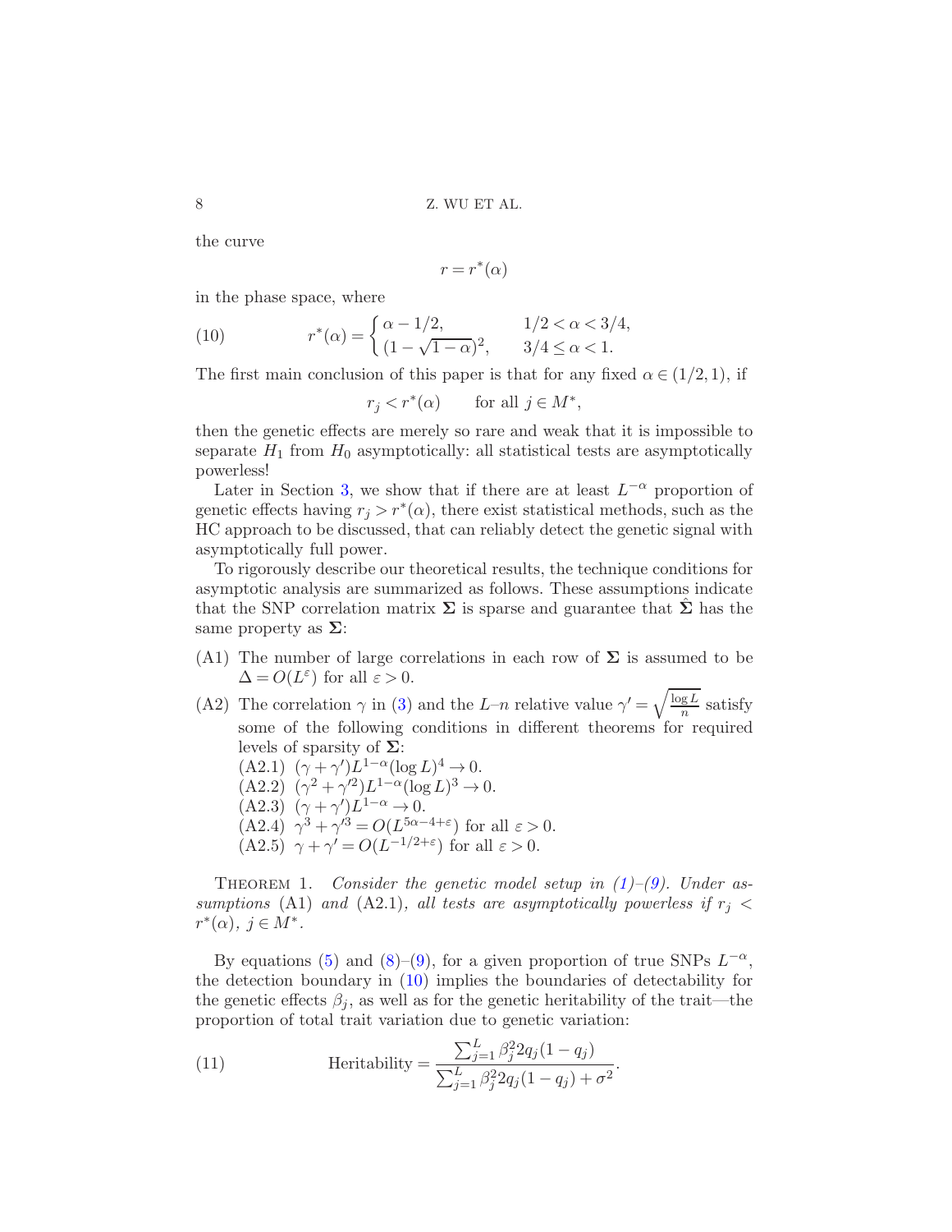the curve

$$r = r^*(\alpha)$$

in the phase space, where

$$r^*(\alpha) = \begin{cases} \alpha - 1/2, & 1/2 < \alpha < 3/4, \\ (1 - \sqrt{1-\alpha})^2, & 3/4 \leq \alpha < 1. \end{cases} \tag{10}$$

The first main conclusion of this paper is that for any fixed $\alpha \in (1/2, 1)$, if

$$r_j < r^*(\alpha) \qquad \text{for all } j \in M^*,$$

then the genetic effects are merely so rare and weak that it is impossible to separate $H_1$ from $H_0$ asymptotically: all statistical tests are asymptotically powerless!

Later in Section 3, we show that if there are at least $L^{-\alpha}$ proportion of genetic effects having $r_j > r^*(\alpha)$, there exist statistical methods, such as the HC approach to be discussed, that can reliably detect the genetic signal with asymptotically full power.

To rigorously describe our theoretical results, the technique conditions for asymptotic analysis are summarized as follows. These assumptions indicate that the SNP correlation matrix $\mathbf{\Sigma}$ is sparse and guarantee that $\hat{\mathbf{\Sigma}}$ has the same property as $\mathbf{\Sigma}$:

- (A1) The number of large correlations in each row of $\mathbf{\Sigma}$ is assumed to be $\Delta = O(L^{\varepsilon})$ for all $\varepsilon > 0$.
- (A2) The correlation $\gamma$ in (3) and the $L$–$n$ relative value $\gamma' = \sqrt{\frac{\log L}{n}}$ satisfy some of the following conditions in different theorems for required levels of sparsity of $\mathbf{\Sigma}$:
  - (A2.1) $(\gamma + \gamma')L^{1-\alpha}(\log L)^4 \to 0$.
  - (A2.2) $(\gamma^2 + \gamma'^2)L^{1-\alpha}(\log L)^3 \to 0$.
  - (A2.3) $(\gamma + \gamma')L^{1-\alpha} \to 0$.
  - (A2.4) $\gamma^3 + \gamma'^3 = O(L^{5\alpha - 4 + \varepsilon})$ for all $\varepsilon > 0$.
  - (A2.5) $\gamma + \gamma' = O(L^{-1/2+\varepsilon})$ for all $\varepsilon > 0$.

THEOREM 1. *Consider the genetic model setup in (1)–(9). Under assumptions* (A1) *and* (A2.1)*, all tests are asymptotically powerless if* $r_j < r^*(\alpha)$, $j \in M^*$.

By equations (5) and (8)–(9), for a given proportion of true SNPs $L^{-\alpha}$, the detection boundary in (10) implies the boundaries of detectability for the genetic effects $\beta_j$, as well as for the genetic heritability of the trait—the proportion of total trait variation due to genetic variation:

$$\text{Heritability} = \frac{\sum_{j=1}^{L} \beta_j^2 2q_j(1-q_j)}{\sum_{j=1}^{L} \beta_j^2 2q_j(1-q_j) + \sigma^2}. \tag{11}$$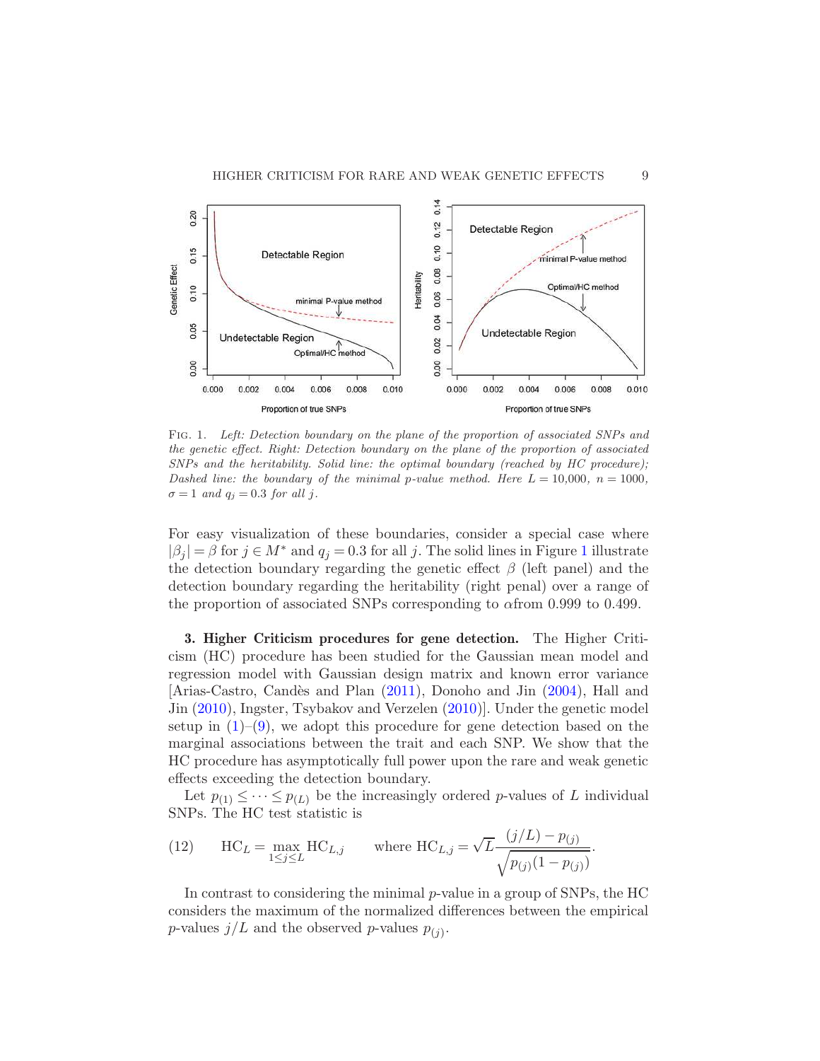FIG. 1. *Left: Detection boundary on the plane of the proportion of associated SNPs and the genetic effect. Right: Detection boundary on the plane of the proportion of associated SNPs and the heritability. Solid line: the optimal boundary (reached by HC procedure); Dashed line: the boundary of the minimal p-value method. Here $L = 10{,}000$, $n = 1000$, $\sigma = 1$ and $q_j = 0.3$ for all $j$.*

For easy visualization of these boundaries, consider a special case where $|\beta_j| = \beta$ for $j \in M^*$ and $q_j = 0.3$ for all $j$. The solid lines in Figure 1 illustrate the detection boundary regarding the genetic effect $\beta$ (left panel) and the detection boundary regarding the heritability (right penal) over a range of the proportion of associated SNPs corresponding to $\alpha$from 0.999 to 0.499.

## 3. Higher Criticism procedures for gene detection.

The Higher Criticism (HC) procedure has been studied for the Gaussian mean model and regression model with Gaussian design matrix and known error variance [Arias-Castro, Candès and Plan (2011), Donoho and Jin (2004), Hall and Jin (2010), Ingster, Tsybakov and Verzelen (2010)]. Under the genetic model setup in (1)–(9), we adopt this procedure for gene detection based on the marginal associations between the trait and each SNP. We show that the HC procedure has asymptotically full power upon the rare and weak genetic effects exceeding the detection boundary.

Let $p_{(1)} \leq \cdots \leq p_{(L)}$ be the increasingly ordered $p$-values of $L$ individual SNPs. The HC test statistic is

$$\text{HC}_L = \max_{1 \leq j \leq L} \text{HC}_{L,j} \qquad \text{where } \text{HC}_{L,j} = \sqrt{L}\frac{(j/L) - p_{(j)}}{\sqrt{p_{(j)}(1 - p_{(j)})}}. \tag{12}$$

In contrast to considering the minimal $p$-value in a group of SNPs, the HC considers the maximum of the normalized differences between the empirical $p$-values $j/L$ and the observed $p$-values $p_{(j)}$.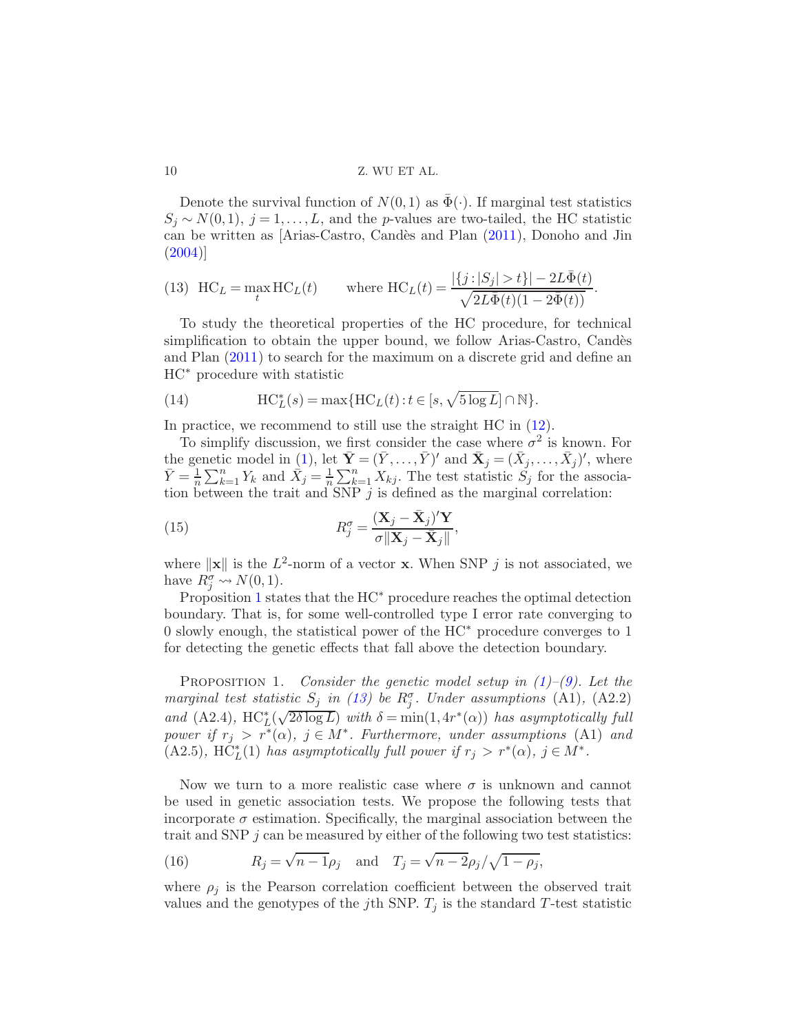Denote the survival function of $N(0,1)$ as $\bar{\Phi}(\cdot)$. If marginal test statistics $S_j \sim N(0,1)$, $j = 1, \ldots, L$, and the $p$-values are two-tailed, the HC statistic can be written as [Arias-Castro, Candès and Plan (2011), Donoho and Jin (2004)]

$$\text{(13)} \quad \mathrm{HC}_L = \max_t \mathrm{HC}_L(t) \qquad \text{where } \mathrm{HC}_L(t) = \frac{|\{j : |S_j| > t\}| - 2L\bar{\Phi}(t)}{\sqrt{2L\bar{\Phi}(t)(1 - 2\bar{\Phi}(t))}}.$$

To study the theoretical properties of the HC procedure, for technical simplification to obtain the upper bound, we follow Arias-Castro, Candès and Plan (2011) to search for the maximum on a discrete grid and define an $\mathrm{HC}^*$ procedure with statistic

$$\mathrm{HC}_L^*(s) = \max\{\mathrm{HC}_L(t) : t \in [s, \sqrt{5 \log L}] \cap \mathbb{N}\}. \tag{14}$$

In practice, we recommend to still use the straight HC in (12).

To simplify discussion, we first consider the case where $\sigma^2$ is known. For the genetic model in (1), let $\bar{\mathbf{Y}} = (\bar{Y}, \ldots, \bar{Y})'$ and $\bar{\mathbf{X}}_j = (\bar{X}_j, \ldots, \bar{X}_j)'$, where $\bar{Y} = \frac{1}{n}\sum_{k=1}^n Y_k$ and $\bar{X}_j = \frac{1}{n}\sum_{k=1}^n X_{kj}$. The test statistic $S_j$ for the association between the trait and SNP $j$ is defined as the marginal correlation:

$$R_j^\sigma = \frac{(\mathbf{X}_j - \bar{\mathbf{X}}_j)'\mathbf{Y}}{\sigma\|\mathbf{X}_j - \bar{\mathbf{X}}_j\|}, \tag{15}$$

where $\|\mathbf{x}\|$ is the $L^2$-norm of a vector $\mathbf{x}$. When SNP $j$ is not associated, we have $R_j^\sigma \rightsquigarrow N(0,1)$.

Proposition 1 states that the $\mathrm{HC}^*$ procedure reaches the optimal detection boundary. That is, for some well-controlled type I error rate converging to 0 slowly enough, the statistical power of the $\mathrm{HC}^*$ procedure converges to 1 for detecting the genetic effects that fall above the detection boundary.

Proposition 1. *Consider the genetic model setup in (1)–(9). Let the marginal test statistic $S_j$ in (13) be $R_j^\sigma$. Under assumptions* (A1), (A2.2) *and* (A2.4), *$\mathrm{HC}_L^*(\sqrt{2\delta \log L})$ with $\delta = \min(1, 4r^*(\alpha))$ has asymptotically full power if $r_j > r^*(\alpha)$, $j \in M^*$. Furthermore, under assumptions* (A1) *and* (A2.5), *$\mathrm{HC}_L^*(1)$ has asymptotically full power if $r_j > r^*(\alpha)$, $j \in M^*$.*

Now we turn to a more realistic case where $\sigma$ is unknown and cannot be used in genetic association tests. We propose the following tests that incorporate $\sigma$ estimation. Specifically, the marginal association between the trait and SNP $j$ can be measured by either of the following two test statistics:

$$R_j = \sqrt{n-1}\rho_j \quad \text{and} \quad T_j = \sqrt{n-2}\rho_j / \sqrt{1 - \rho_j}, \tag{16}$$

where $\rho_j$ is the Pearson correlation coefficient between the observed trait values and the genotypes of the $j$th SNP. $T_j$ is the standard $T$-test statistic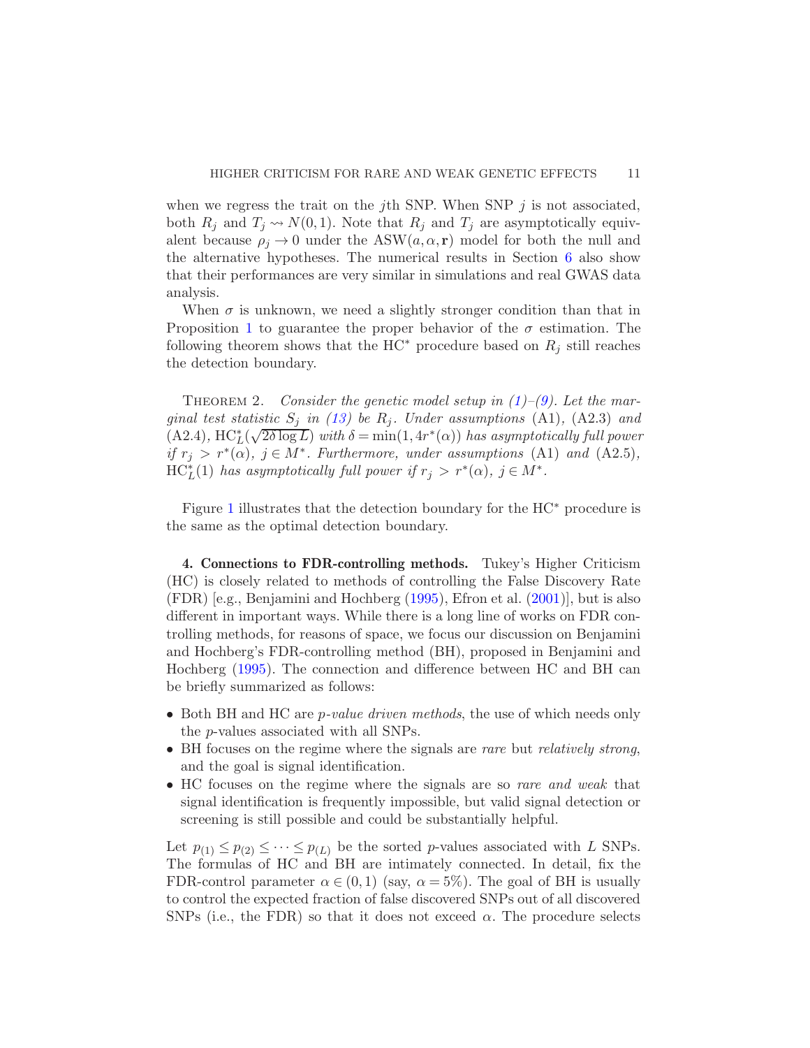when we regress the trait on the $j$th SNP. When SNP $j$ is not associated, both $R_j$ and $T_j \rightsquigarrow N(0,1)$. Note that $R_j$ and $T_j$ are asymptotically equivalent because $\rho_j \to 0$ under the $\mathrm{ASW}(a, \alpha, \mathbf{r})$ model for both the null and the alternative hypotheses. The numerical results in Section 6 also show that their performances are very similar in simulations and real GWAS data analysis.

When $\sigma$ is unknown, we need a slightly stronger condition than that in Proposition 1 to guarantee the proper behavior of the $\sigma$ estimation. The following theorem shows that the HC$^*$ procedure based on $R_j$ still reaches the detection boundary.

THEOREM 2. *Consider the genetic model setup in (1)–(9). Let the marginal test statistic $S_j$ in (13) be $R_j$. Under assumptions* (A1), (A2.3) *and* (A2.4), $\mathrm{HC}_L^*(\sqrt{2\delta \log L})$ *with* $\delta = \min(1, 4r^*(\alpha))$ *has asymptotically full power if* $r_j > r^*(\alpha)$, $j \in M^*$. *Furthermore, under assumptions* (A1) *and* (A2.5), $\mathrm{HC}_L^*(1)$ *has asymptotically full power if* $r_j > r^*(\alpha)$, $j \in M^*$.

Figure 1 illustrates that the detection boundary for the HC$^*$ procedure is the same as the optimal detection boundary.

## 4. Connections to FDR-controlling methods.

Tukey's Higher Criticism (HC) is closely related to methods of controlling the False Discovery Rate (FDR) [e.g., Benjamini and Hochberg (1995), Efron et al. (2001)], but is also different in important ways. While there is a long line of works on FDR controlling methods, for reasons of space, we focus our discussion on Benjamini and Hochberg's FDR-controlling method (BH), proposed in Benjamini and Hochberg (1995). The connection and difference between HC and BH can be briefly summarized as follows:

- Both BH and HC are *p-value driven methods*, the use of which needs only the $p$-values associated with all SNPs.
- BH focuses on the regime where the signals are *rare* but *relatively strong*, and the goal is signal identification.
- HC focuses on the regime where the signals are so *rare and weak* that signal identification is frequently impossible, but valid signal detection or screening is still possible and could be substantially helpful.

Let $p_{(1)} \leq p_{(2)} \leq \cdots \leq p_{(L)}$ be the sorted $p$-values associated with $L$ SNPs. The formulas of HC and BH are intimately connected. In detail, fix the FDR-control parameter $\alpha \in (0,1)$ (say, $\alpha = 5\%$). The goal of BH is usually to control the expected fraction of false discovered SNPs out of all discovered SNPs (i.e., the FDR) so that it does not exceed $\alpha$. The procedure selects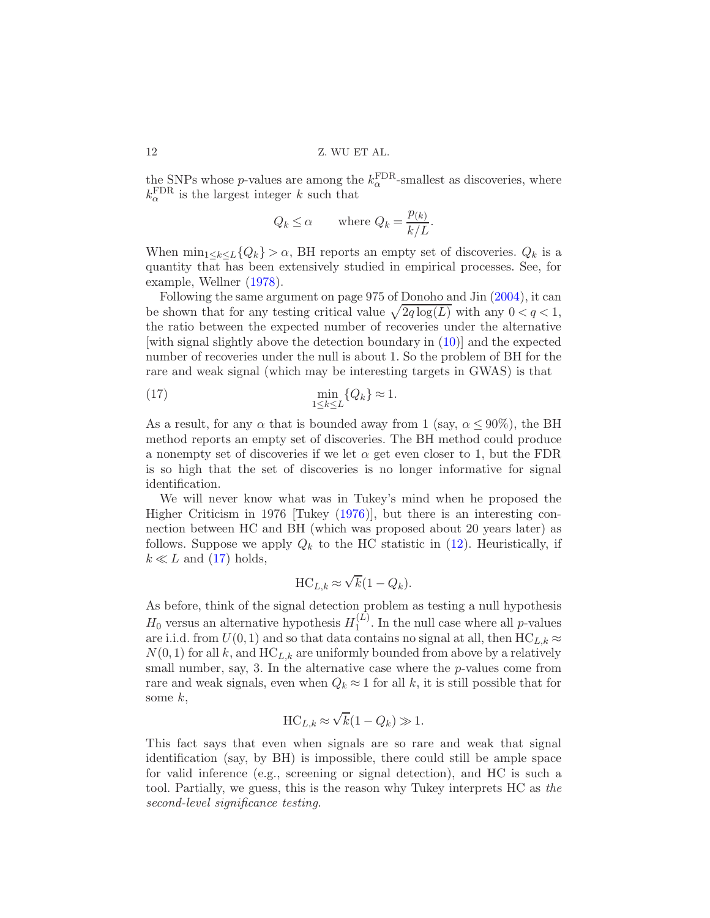the SNPs whose $p$-values are among the $k_\alpha^{\mathrm{FDR}}$-smallest as discoveries, where $k_\alpha^{\mathrm{FDR}}$ is the largest integer $k$ such that

$$Q_k \leq \alpha \qquad \text{where } Q_k = \frac{p_{(k)}}{k/L}.$$

When $\min_{1 \leq k \leq L}\{Q_k\} > \alpha$, BH reports an empty set of discoveries. $Q_k$ is a quantity that has been extensively studied in empirical processes. See, for example, Wellner (1978).

Following the same argument on page 975 of Donoho and Jin (2004), it can be shown that for any testing critical value $\sqrt{2q\log(L)}$ with any $0 < q < 1$, the ratio between the expected number of recoveries under the alternative [with signal slightly above the detection boundary in (10)] and the expected number of recoveries under the null is about 1. So the problem of BH for the rare and weak signal (which may be interesting targets in GWAS) is that

$$\min_{1 \leq k \leq L}\{Q_k\} \approx 1. \tag{17}$$

As a result, for any $\alpha$ that is bounded away from 1 (say, $\alpha \leq 90\%$), the BH method reports an empty set of discoveries. The BH method could produce a nonempty set of discoveries if we let $\alpha$ get even closer to 1, but the FDR is so high that the set of discoveries is no longer informative for signal identification.

We will never know what was in Tukey's mind when he proposed the Higher Criticism in 1976 [Tukey (1976)], but there is an interesting connection between HC and BH (which was proposed about 20 years later) as follows. Suppose we apply $Q_k$ to the HC statistic in (12). Heuristically, if $k \ll L$ and (17) holds,

$$\mathrm{HC}_{L,k} \approx \sqrt{k}(1 - Q_k).$$

As before, think of the signal detection problem as testing a null hypothesis $H_0$ versus an alternative hypothesis $H_1^{(L)}$. In the null case where all $p$-values are i.i.d. from $U(0,1)$ and so that data contains no signal at all, then $\mathrm{HC}_{L,k} \approx N(0,1)$ for all $k$, and $\mathrm{HC}_{L,k}$ are uniformly bounded from above by a relatively small number, say, 3. In the alternative case where the $p$-values come from rare and weak signals, even when $Q_k \approx 1$ for all $k$, it is still possible that for some $k$,

$$\mathrm{HC}_{L,k} \approx \sqrt{k}(1 - Q_k) \gg 1.$$

This fact says that even when signals are so rare and weak that signal identification (say, by BH) is impossible, there could still be ample space for valid inference (e.g., screening or signal detection), and HC is such a tool. Partially, we guess, this is the reason why Tukey interprets HC as *the second-level significance testing*.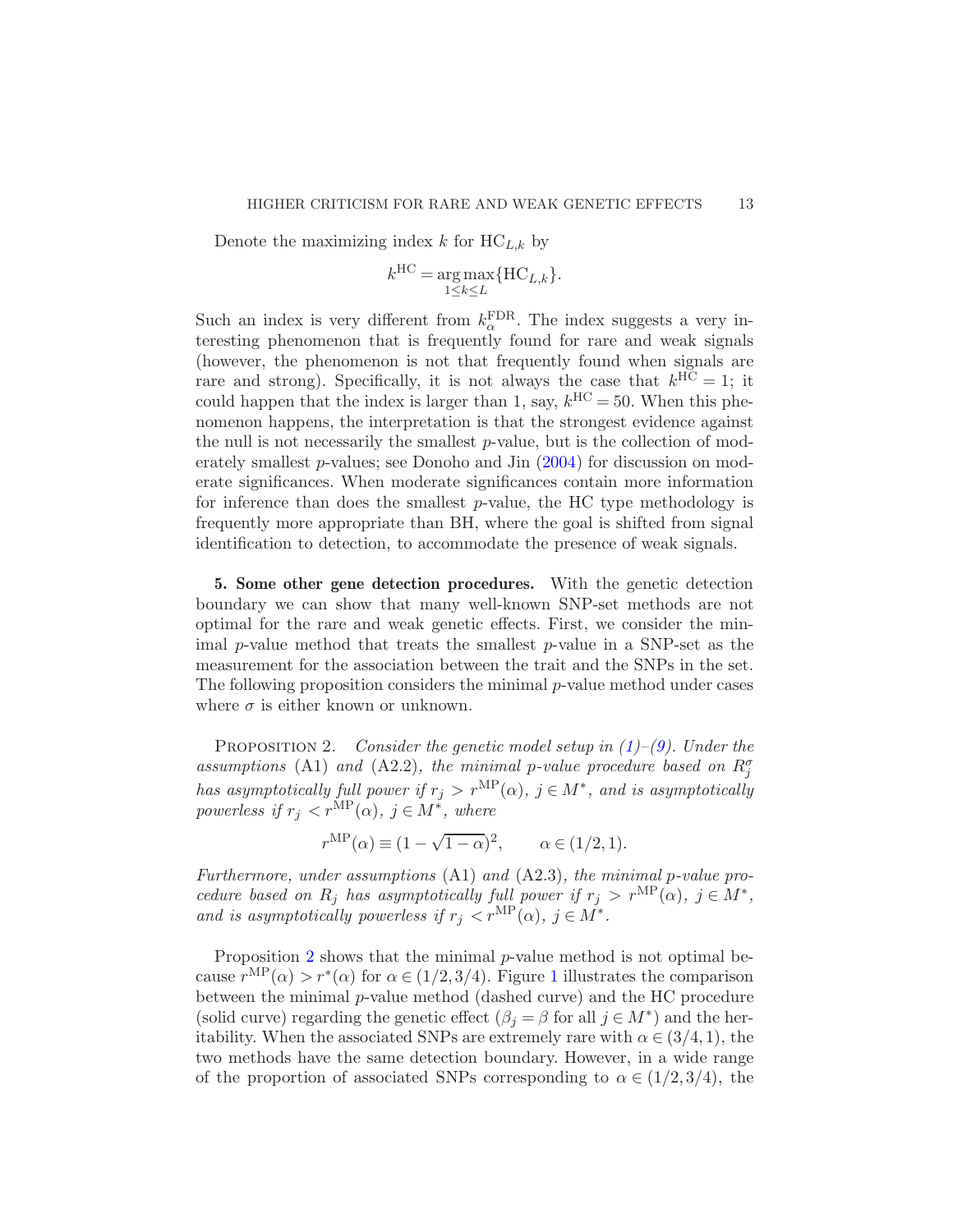Denote the maximizing index $k$ for $\mathrm{HC}_{L,k}$ by

$$k^{\mathrm{HC}} = \underset{1\le k\le L}{\arg\max}\{\mathrm{HC}_{L,k}\}.$$

Such an index is very different from $k_{\alpha}^{\mathrm{FDR}}$. The index suggests a very interesting phenomenon that is frequently found for rare and weak signals (however, the phenomenon is not that frequently found when signals are rare and strong). Specifically, it is not always the case that $k^{\mathrm{HC}} = 1$; it could happen that the index is larger than 1, say, $k^{\mathrm{HC}} = 50$. When this phenomenon happens, the interpretation is that the strongest evidence against the null is not necessarily the smallest $p$-value, but is the collection of moderately smallest $p$-values; see Donoho and Jin (2004) for discussion on moderate significances. When moderate significances contain more information for inference than does the smallest $p$-value, the HC type methodology is frequently more appropriate than BH, where the goal is shifted from signal identification to detection, to accommodate the presence of weak signals.

**5. Some other gene detection procedures.** With the genetic detection boundary we can show that many well-known SNP-set methods are not optimal for the rare and weak genetic effects. First, we consider the minimal $p$-value method that treats the smallest $p$-value in a SNP-set as the measurement for the association between the trait and the SNPs in the set. The following proposition considers the minimal $p$-value method under cases where $\sigma$ is either known or unknown.

PROPOSITION 2. *Consider the genetic model setup in (1)–(9). Under the assumptions* (A1) *and* (A2.2)*, the minimal $p$-value procedure based on $R_j^{\sigma}$ has asymptotically full power if $r_j > r^{\mathrm{MP}}(\alpha)$, $j \in M^*$, and is asymptotically powerless if $r_j < r^{\mathrm{MP}}(\alpha)$, $j \in M^*$, where*

$$r^{\mathrm{MP}}(\alpha) \equiv (1 - \sqrt{1-\alpha})^2, \qquad \alpha \in (1/2, 1).$$

*Furthermore, under assumptions* (A1) *and* (A2.3)*, the minimal $p$-value procedure based on $R_j$ has asymptotically full power if $r_j > r^{\mathrm{MP}}(\alpha)$, $j \in M^*$, and is asymptotically powerless if $r_j < r^{\mathrm{MP}}(\alpha)$, $j \in M^*$.*

Proposition 2 shows that the minimal $p$-value method is not optimal because $r^{\mathrm{MP}}(\alpha) > r^*(\alpha)$ for $\alpha \in (1/2, 3/4)$. Figure 1 illustrates the comparison between the minimal $p$-value method (dashed curve) and the HC procedure (solid curve) regarding the genetic effect ($\beta_j = \beta$ for all $j \in M^*$) and the heritability. When the associated SNPs are extremely rare with $\alpha \in (3/4, 1)$, the two methods have the same detection boundary. However, in a wide range of the proportion of associated SNPs corresponding to $\alpha \in (1/2, 3/4)$, the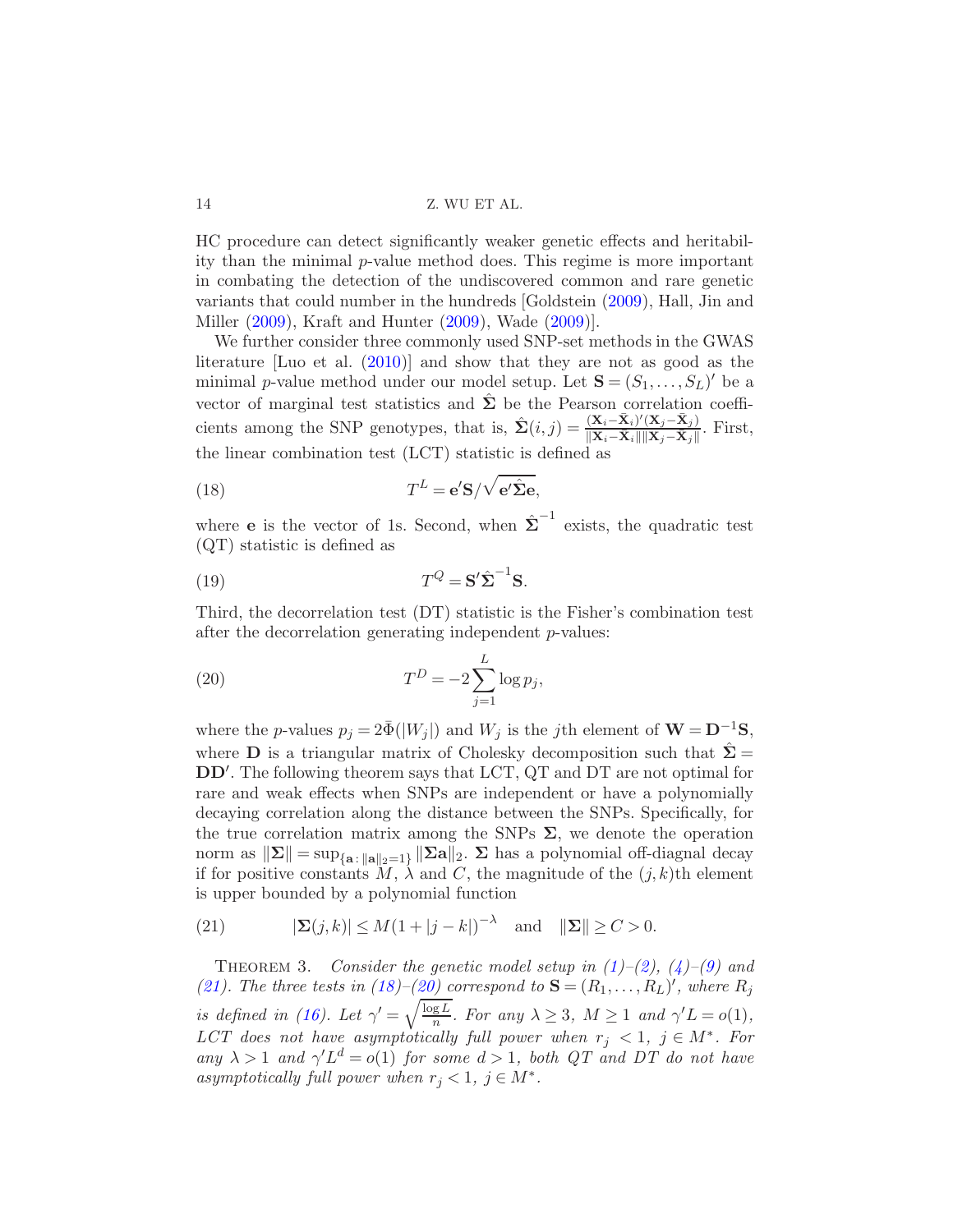HC procedure can detect significantly weaker genetic effects and heritability than the minimal $p$-value method does. This regime is more important in combating the detection of the undiscovered common and rare genetic variants that could number in the hundreds [Goldstein (2009), Hall, Jin and Miller (2009), Kraft and Hunter (2009), Wade (2009)].

We further consider three commonly used SNP-set methods in the GWAS literature [Luo et al. (2010)] and show that they are not as good as the minimal $p$-value method under our model setup. Let $\mathbf{S} = (S_1, \ldots, S_L)'$ be a vector of marginal test statistics and $\hat{\mathbf{\Sigma}}$ be the Pearson correlation coefficients among the SNP genotypes, that is, $\hat{\mathbf{\Sigma}}(i,j) = \frac{(\mathbf{X}_i - \bar{\mathbf{X}}_i)'(\mathbf{X}_j - \bar{\mathbf{X}}_j)}{\|\mathbf{X}_i - \bar{\mathbf{X}}_i\| \|\mathbf{X}_j - \bar{\mathbf{X}}_j\|}$. First, the linear combination test (LCT) statistic is defined as

$$T^L = \mathbf{e}'\mathbf{S}/\sqrt{\mathbf{e}'\hat{\mathbf{\Sigma}}\mathbf{e}}, \tag{18}$$

where $\mathbf{e}$ is the vector of 1s. Second, when $\hat{\mathbf{\Sigma}}^{-1}$ exists, the quadratic test (QT) statistic is defined as

$$T^Q = \mathbf{S}'\hat{\mathbf{\Sigma}}^{-1}\mathbf{S}. \tag{19}$$

Third, the decorrelation test (DT) statistic is the Fisher's combination test after the decorrelation generating independent $p$-values:

$$T^D = -2\sum_{j=1}^{L} \log p_j, \tag{20}$$

where the $p$-values $p_j = 2\bar{\Phi}(|W_j|)$ and $W_j$ is the $j$th element of $\mathbf{W} = \mathbf{D}^{-1}\mathbf{S}$, where $\mathbf{D}$ is a triangular matrix of Cholesky decomposition such that $\hat{\mathbf{\Sigma}} = \mathbf{D}\mathbf{D}'$. The following theorem says that LCT, QT and DT are not optimal for rare and weak effects when SNPs are independent or have a polynomially decaying correlation along the distance between the SNPs. Specifically, for the true correlation matrix among the SNPs $\mathbf{\Sigma}$, we denote the operation norm as $\|\mathbf{\Sigma}\| = \sup_{\{\mathbf{a}: \|\mathbf{a}\|_2 = 1\}} \|\mathbf{\Sigma}\mathbf{a}\|_2$. $\mathbf{\Sigma}$ has a polynomial off-diagnal decay if for positive constants $M$, $\lambda$ and $C$, the magnitude of the $(j,k)$th element is upper bounded by a polynomial function

$$|\mathbf{\Sigma}(j,k)| \le M(1 + |j-k|)^{-\lambda} \quad \text{and} \quad \|\mathbf{\Sigma}\| \ge C > 0. \tag{21}$$

THEOREM 3. *Consider the genetic model setup in (1)–(2), (4)–(9) and (21). The three tests in (18)–(20) correspond to* $\mathbf{S} = (R_1, \ldots, R_L)'$, *where* $R_j$ *is defined in (16). Let* $\gamma' = \sqrt{\frac{\log L}{n}}$. *For any* $\lambda \ge 3$, $M \ge 1$ *and* $\gamma' L = o(1)$, *LCT does not have asymptotically full power when* $r_j < 1$, $j \in M^*$. *For any* $\lambda > 1$ *and* $\gamma' L^d = o(1)$ *for some* $d > 1$, *both QT and DT do not have asymptotically full power when* $r_j < 1$, $j \in M^*$.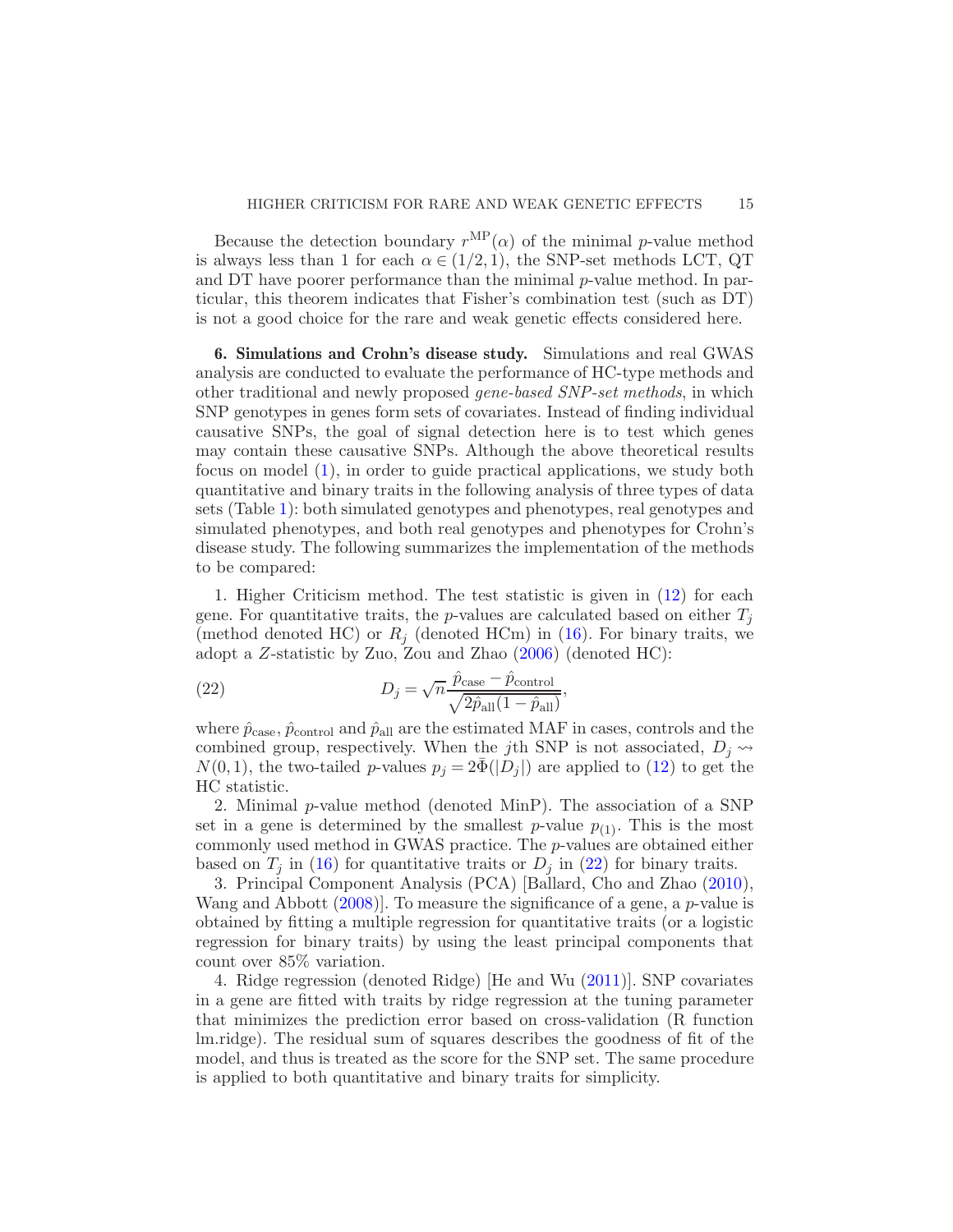Because the detection boundary $r^{\mathrm{MP}}(\alpha)$ of the minimal $p$-value method is always less than 1 for each $\alpha \in (1/2, 1)$, the SNP-set methods LCT, QT and DT have poorer performance than the minimal $p$-value method. In particular, this theorem indicates that Fisher's combination test (such as DT) is not a good choice for the rare and weak genetic effects considered here.

## 6. Simulations and Crohn's disease study.

Simulations and real GWAS analysis are conducted to evaluate the performance of HC-type methods and other traditional and newly proposed *gene-based SNP-set methods*, in which SNP genotypes in genes form sets of covariates. Instead of finding individual causative SNPs, the goal of signal detection here is to test which genes may contain these causative SNPs. Although the above theoretical results focus on model (1), in order to guide practical applications, we study both quantitative and binary traits in the following analysis of three types of data sets (Table 1): both simulated genotypes and phenotypes, real genotypes and simulated phenotypes, and both real genotypes and phenotypes for Crohn's disease study. The following summarizes the implementation of the methods to be compared:

1. Higher Criticism method. The test statistic is given in (12) for each gene. For quantitative traits, the $p$-values are calculated based on either $T_j$ (method denoted HC) or $R_j$ (denoted HCm) in (16). For binary traits, we adopt a $Z$-statistic by Zuo, Zou and Zhao (2006) (denoted HC):

$$D_j = \sqrt{n}\frac{\hat{p}_{\mathrm{case}} - \hat{p}_{\mathrm{control}}}{\sqrt{2\hat{p}_{\mathrm{all}}(1-\hat{p}_{\mathrm{all}})}}, \tag{22}$$

where $\hat{p}_{\mathrm{case}}$, $\hat{p}_{\mathrm{control}}$ and $\hat{p}_{\mathrm{all}}$ are the estimated MAF in cases, controls and the combined group, respectively. When the $j$th SNP is not associated, $D_j \rightsquigarrow N(0,1)$, the two-tailed $p$-values $p_j = 2\bar{\Phi}(|D_j|)$ are applied to (12) to get the HC statistic.

2. Minimal $p$-value method (denoted MinP). The association of a SNP set in a gene is determined by the smallest $p$-value $p_{(1)}$. This is the most commonly used method in GWAS practice. The $p$-values are obtained either based on $T_j$ in (16) for quantitative traits or $D_j$ in (22) for binary traits.

3. Principal Component Analysis (PCA) [Ballard, Cho and Zhao (2010), Wang and Abbott (2008)]. To measure the significance of a gene, a $p$-value is obtained by fitting a multiple regression for quantitative traits (or a logistic regression for binary traits) by using the least principal components that count over 85% variation.

4. Ridge regression (denoted Ridge) [He and Wu (2011)]. SNP covariates in a gene are fitted with traits by ridge regression at the tuning parameter that minimizes the prediction error based on cross-validation (R function lm.ridge). The residual sum of squares describes the goodness of fit of the model, and thus is treated as the score for the SNP set. The same procedure is applied to both quantitative and binary traits for simplicity.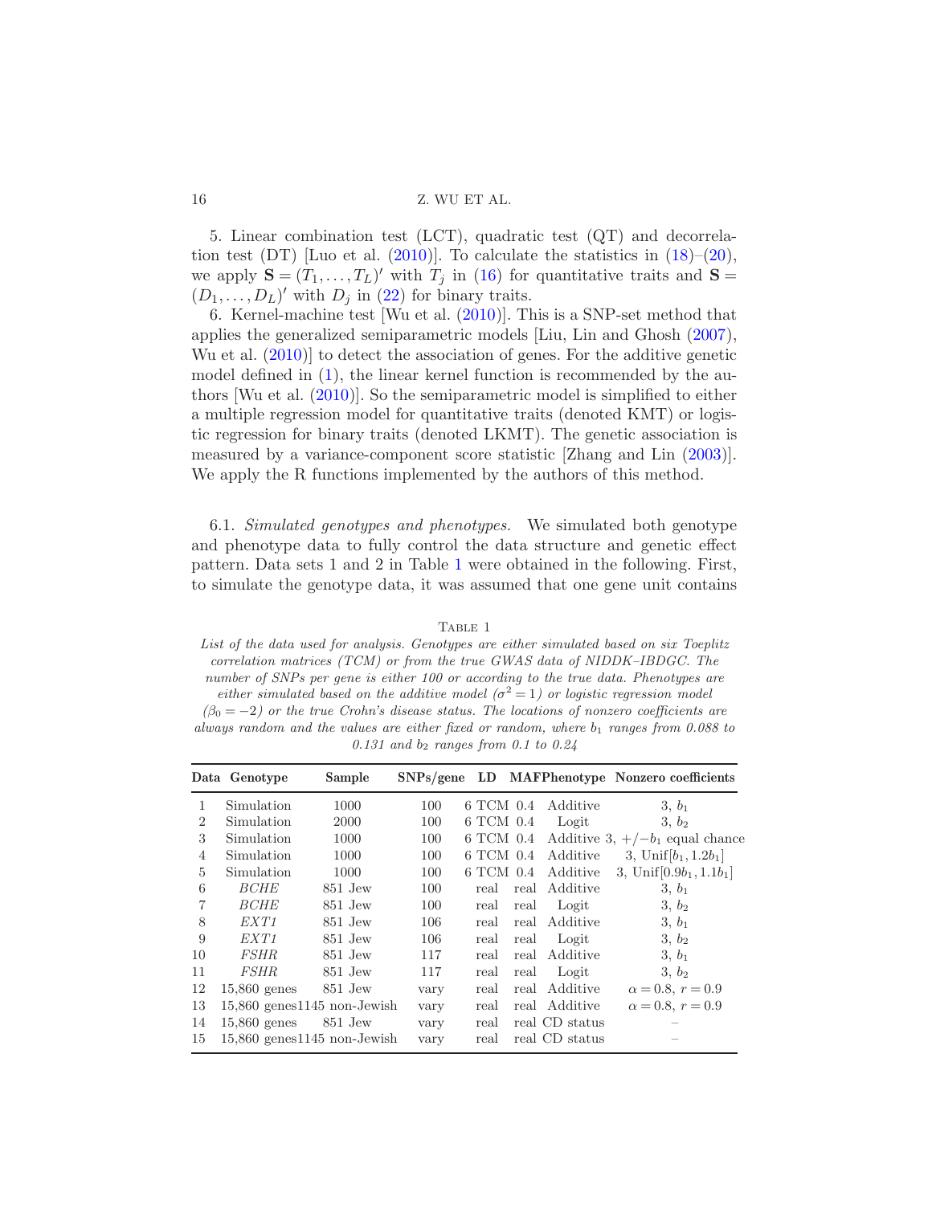5. Linear combination test (LCT), quadratic test (QT) and decorrelation test (DT) [Luo et al. (2010)]. To calculate the statistics in (18)–(20), we apply $\mathbf{S} = (T_1, \ldots, T_L)'$ with $T_j$ in (16) for quantitative traits and $\mathbf{S} = (D_1, \ldots, D_L)'$ with $D_j$ in (22) for binary traits.

6. Kernel-machine test [Wu et al. (2010)]. This is a SNP-set method that applies the generalized semiparametric models [Liu, Lin and Ghosh (2007), Wu et al. (2010)] to detect the association of genes. For the additive genetic model defined in (1), the linear kernel function is recommended by the authors [Wu et al. (2010)]. So the semiparametric model is simplified to either a multiple regression model for quantitative traits (denoted KMT) or logistic regression for binary traits (denoted LKMT). The genetic association is measured by a variance-component score statistic [Zhang and Lin (2003)]. We apply the R functions implemented by the authors of this method.

6.1. *Simulated genotypes and phenotypes.* We simulated both genotype and phenotype data to fully control the data structure and genetic effect pattern. Data sets 1 and 2 in Table 1 were obtained in the following. First, to simulate the genotype data, it was assumed that one gene unit contains

TABLE 1

*List of the data used for analysis. Genotypes are either simulated based on six Toeplitz correlation matrices (TCM) or from the true GWAS data of NIDDK–IBDGC. The number of SNPs per gene is either 100 or according to the true data. Phenotypes are either simulated based on the additive model ($\sigma^2 = 1$) or logistic regression model ($\beta_0 = -2$) or the true Crohn's disease status. The locations of nonzero coefficients are always random and the values are either fixed or random, where $b_1$ ranges from 0.088 to 0.131 and $b_2$ ranges from 0.1 to 0.24*

| Data | Genotype | Sample | SNPs/gene | LD | MAF | Phenotype | Nonzero coefficients |
|---|---|---|---|---|---|---|---|
| 1 | Simulation | 1000 | 100 | 6 TCM | 0.4 | Additive | 3, $b_1$ |
| 2 | Simulation | 2000 | 100 | 6 TCM | 0.4 | Logit | 3, $b_2$ |
| 3 | Simulation | 1000 | 100 | 6 TCM | 0.4 | Additive | 3, $+/-b_1$ equal chance |
| 4 | Simulation | 1000 | 100 | 6 TCM | 0.4 | Additive | 3, $\mathrm{Unif}[b_1, 1.2b_1]$ |
| 5 | Simulation | 1000 | 100 | 6 TCM | 0.4 | Additive | 3, $\mathrm{Unif}[0.9b_1, 1.1b_1]$ |
| 6 | *BCHE* | 851 Jew | 100 | real | real | Additive | 3, $b_1$ |
| 7 | *BCHE* | 851 Jew | 100 | real | real | Logit | 3, $b_2$ |
| 8 | *EXT1* | 851 Jew | 106 | real | real | Additive | 3, $b_1$ |
| 9 | *EXT1* | 851 Jew | 106 | real | real | Logit | 3, $b_2$ |
| 10 | *FSHR* | 851 Jew | 117 | real | real | Additive | 3, $b_1$ |
| 11 | *FSHR* | 851 Jew | 117 | real | real | Logit | 3, $b_2$ |
| 12 | 15,860 genes | 851 Jew | vary | real | real | Additive | $\alpha = 0.8$, $r = 0.9$ |
| 13 | 15,860 genes | 1145 non-Jewish | vary | real | real | Additive | $\alpha = 0.8$, $r = 0.9$ |
| 14 | 15,860 genes | 851 Jew | vary | real | real | CD status | – |
| 15 | 15,860 genes | 1145 non-Jewish | vary | real | real | CD status | – |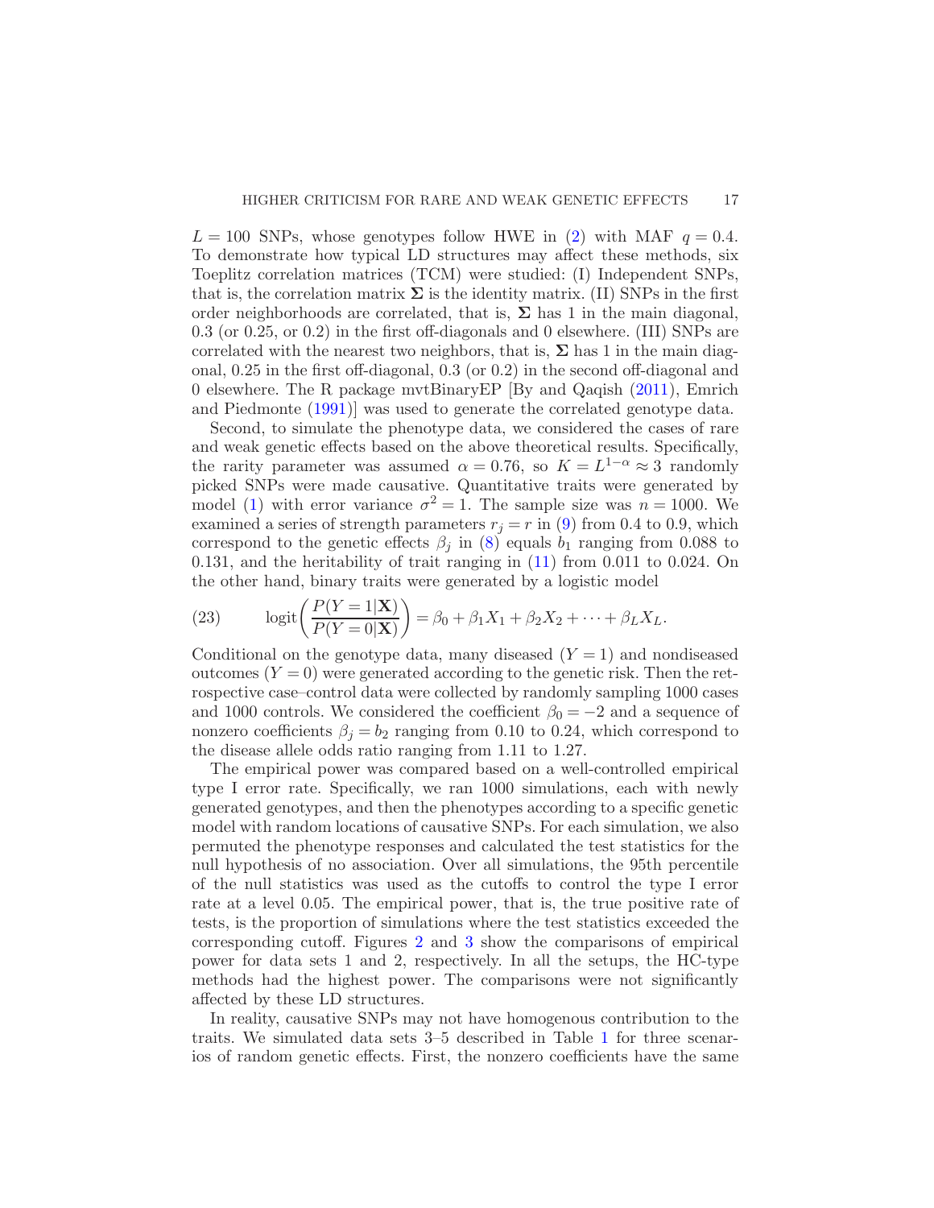$L = 100$ SNPs, whose genotypes follow HWE in (2) with MAF $q = 0.4$. To demonstrate how typical LD structures may affect these methods, six Toeplitz correlation matrices (TCM) were studied: (I) Independent SNPs, that is, the correlation matrix $\mathbf{\Sigma}$ is the identity matrix. (II) SNPs in the first order neighborhoods are correlated, that is, $\mathbf{\Sigma}$ has 1 in the main diagonal, 0.3 (or 0.25, or 0.2) in the first off-diagonals and 0 elsewhere. (III) SNPs are correlated with the nearest two neighbors, that is, $\mathbf{\Sigma}$ has 1 in the main diagonal, 0.25 in the first off-diagonal, 0.3 (or 0.2) in the second off-diagonal and 0 elsewhere. The R package mvtBinaryEP [By and Qaqish (2011), Emrich and Piedmonte (1991)] was used to generate the correlated genotype data.

Second, to simulate the phenotype data, we considered the cases of rare and weak genetic effects based on the above theoretical results. Specifically, the rarity parameter was assumed $\alpha = 0.76$, so $K = L^{1-\alpha} \approx 3$ randomly picked SNPs were made causative. Quantitative traits were generated by model (1) with error variance $\sigma^2 = 1$. The sample size was $n = 1000$. We examined a series of strength parameters $r_j = r$ in (9) from 0.4 to 0.9, which correspond to the genetic effects $\beta_j$ in (8) equals $b_1$ ranging from 0.088 to 0.131, and the heritability of trait ranging in (11) from 0.011 to 0.024. On the other hand, binary traits were generated by a logistic model

$$\text{logit}\left(\frac{P(Y=1|\mathbf{X})}{P(Y=0|\mathbf{X})}\right) = \beta_0 + \beta_1 X_1 + \beta_2 X_2 + \cdots + \beta_L X_L. \tag{23}$$

Conditional on the genotype data, many diseased ($Y = 1$) and nondiseased outcomes ($Y = 0$) were generated according to the genetic risk. Then the retrospective case–control data were collected by randomly sampling 1000 cases and 1000 controls. We considered the coefficient $\beta_0 = -2$ and a sequence of nonzero coefficients $\beta_j = b_2$ ranging from 0.10 to 0.24, which correspond to the disease allele odds ratio ranging from 1.11 to 1.27.

The empirical power was compared based on a well-controlled empirical type I error rate. Specifically, we ran 1000 simulations, each with newly generated genotypes, and then the phenotypes according to a specific genetic model with random locations of causative SNPs. For each simulation, we also permuted the phenotype responses and calculated the test statistics for the null hypothesis of no association. Over all simulations, the 95th percentile of the null statistics was used as the cutoffs to control the type I error rate at a level 0.05. The empirical power, that is, the true positive rate of tests, is the proportion of simulations where the test statistics exceeded the corresponding cutoff. Figures 2 and 3 show the comparisons of empirical power for data sets 1 and 2, respectively. In all the setups, the HC-type methods had the highest power. The comparisons were not significantly affected by these LD structures.

In reality, causative SNPs may not have homogenous contribution to the traits. We simulated data sets 3–5 described in Table 1 for three scenarios of random genetic effects. First, the nonzero coefficients have the same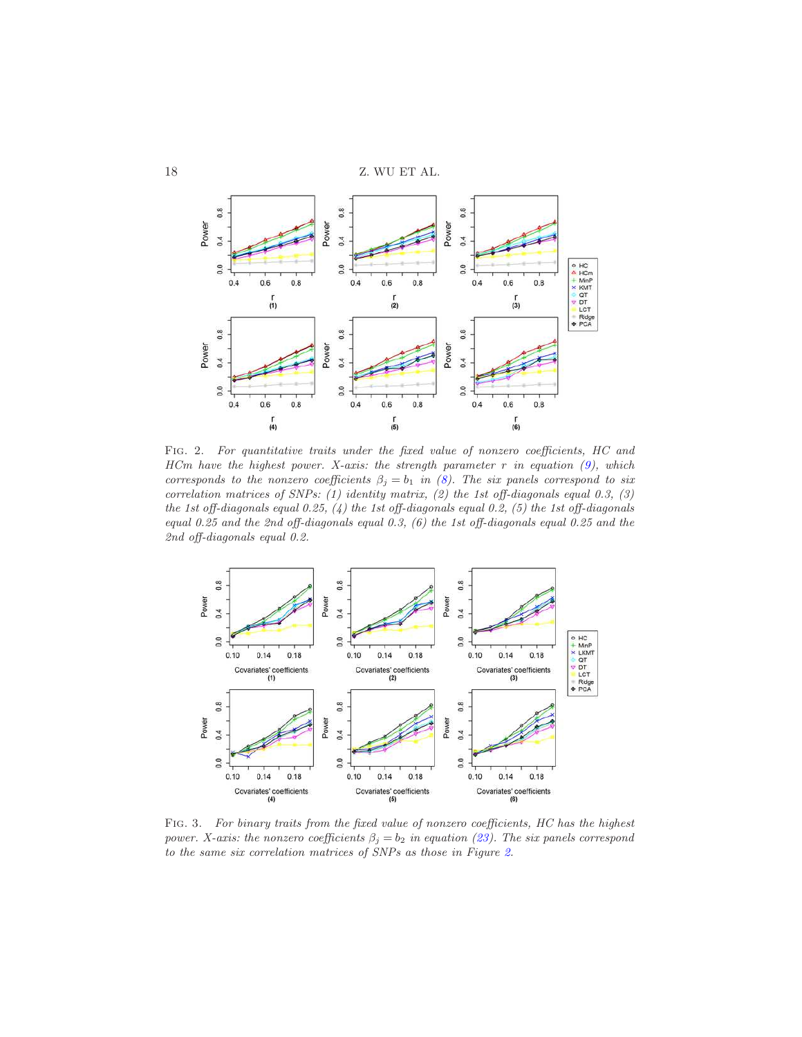Fig. 2. *For quantitative traits under the fixed value of nonzero coefficients, HC and HCm have the highest power. X-axis: the strength parameter $r$ in equation (9), which corresponds to the nonzero coefficients $\beta_j = b_1$ in (8). The six panels correspond to six correlation matrices of SNPs: (1) identity matrix, (2) the 1st off-diagonals equal 0.3, (3) the 1st off-diagonals equal 0.25, (4) the 1st off-diagonals equal 0.2, (5) the 1st off-diagonals equal 0.25 and the 2nd off-diagonals equal 0.3, (6) the 1st off-diagonals equal 0.25 and the 2nd off-diagonals equal 0.2.*

Fig. 3. *For binary traits from the fixed value of nonzero coefficients, HC has the highest power. X-axis: the nonzero coefficients $\beta_j = b_2$ in equation (23). The six panels correspond to the same six correlation matrices of SNPs as those in Figure 2.*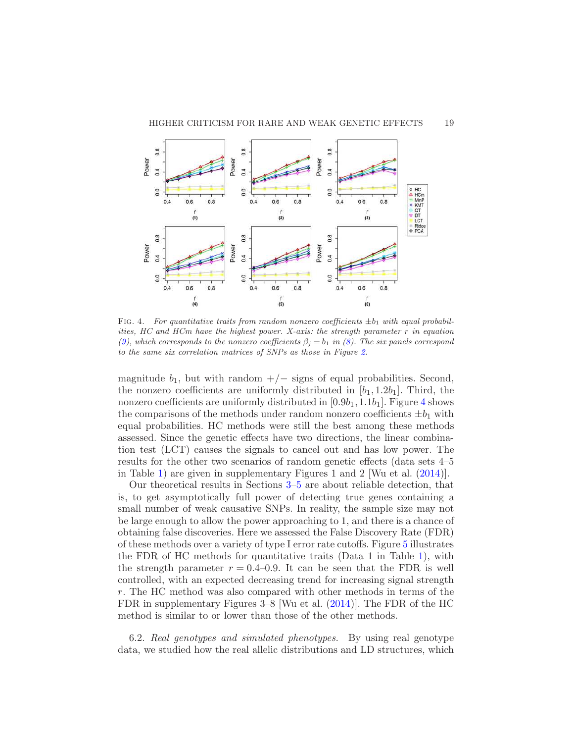FIG. 4. *For quantitative traits from random nonzero coefficients $\pm b_1$ with equal probabilities, HC and HCm have the highest power. X-axis: the strength parameter $r$ in equation (9), which corresponds to the nonzero coefficients $\beta_j = b_1$ in (8). The six panels correspond to the same six correlation matrices of SNPs as those in Figure 2.*

magnitude $b_1$, but with random $+/-$ signs of equal probabilities. Second, the nonzero coefficients are uniformly distributed in $[b_1, 1.2b_1]$. Third, the nonzero coefficients are uniformly distributed in $[0.9b_1, 1.1b_1]$. Figure 4 shows the comparisons of the methods under random nonzero coefficients $\pm b_1$ with equal probabilities. HC methods were still the best among these methods assessed. Since the genetic effects have two directions, the linear combination test (LCT) causes the signals to cancel out and has low power. The results for the other two scenarios of random genetic effects (data sets 4–5 in Table 1) are given in supplementary Figures 1 and 2 [Wu et al. (2014)].

Our theoretical results in Sections 3–5 are about reliable detection, that is, to get asymptotically full power of detecting true genes containing a small number of weak causative SNPs. In reality, the sample size may not be large enough to allow the power approaching to 1, and there is a chance of obtaining false discoveries. Here we assessed the False Discovery Rate (FDR) of these methods over a variety of type I error rate cutoffs. Figure 5 illustrates the FDR of HC methods for quantitative traits (Data 1 in Table 1), with the strength parameter $r = 0.4$–$0.9$. It can be seen that the FDR is well controlled, with an expected decreasing trend for increasing signal strength $r$. The HC method was also compared with other methods in terms of the FDR in supplementary Figures 3–8 [Wu et al. (2014)]. The FDR of the HC method is similar to or lower than those of the other methods.

6.2. *Real genotypes and simulated phenotypes.* By using real genotype data, we studied how the real allelic distributions and LD structures, which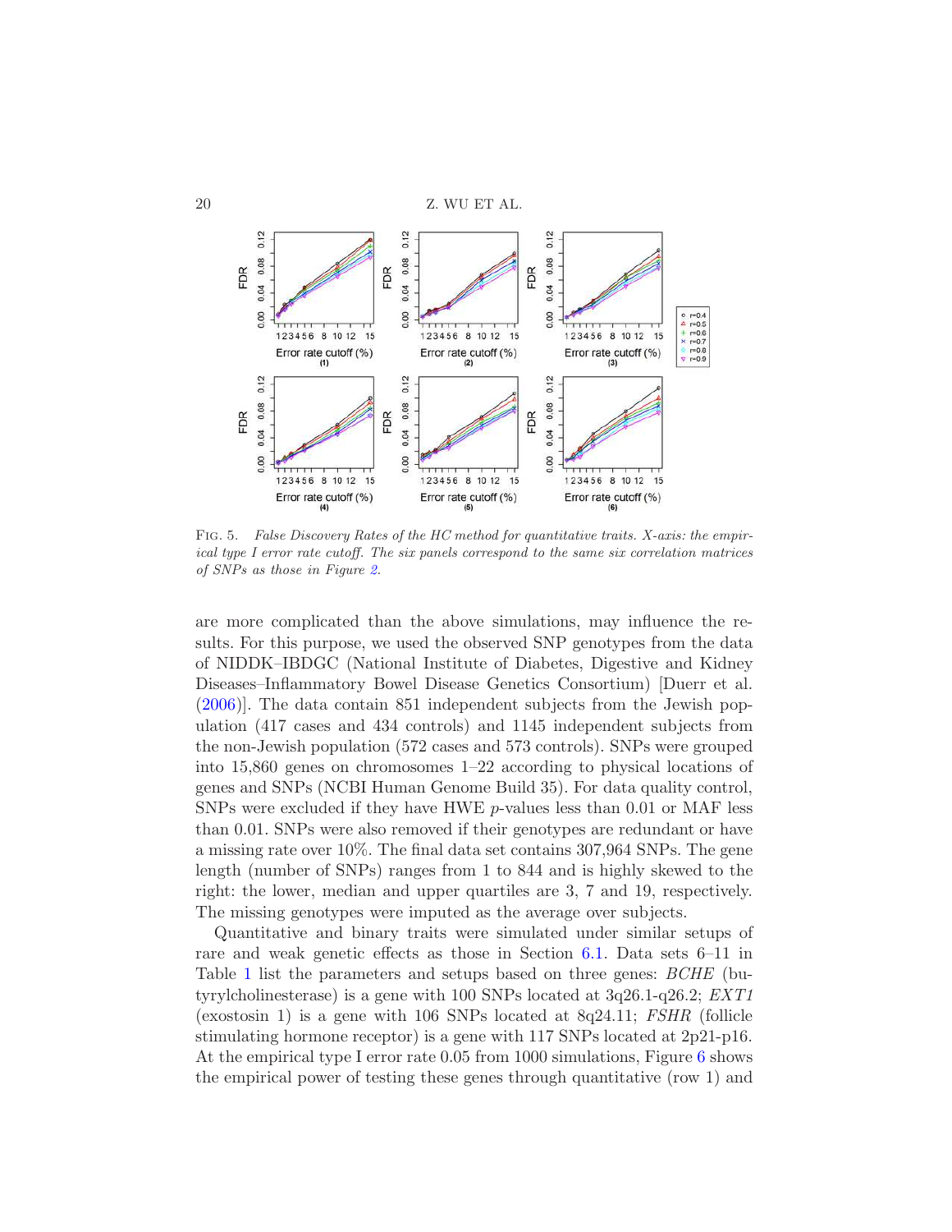FIG. 5. *False Discovery Rates of the HC method for quantitative traits. X-axis: the empirical type I error rate cutoff. The six panels correspond to the same six correlation matrices of SNPs as those in Figure 2.*

are more complicated than the above simulations, may influence the results. For this purpose, we used the observed SNP genotypes from the data of NIDDK–IBDGC (National Institute of Diabetes, Digestive and Kidney Diseases–Inflammatory Bowel Disease Genetics Consortium) [Duerr et al. (2006)]. The data contain 851 independent subjects from the Jewish population (417 cases and 434 controls) and 1145 independent subjects from the non-Jewish population (572 cases and 573 controls). SNPs were grouped into 15,860 genes on chromosomes 1–22 according to physical locations of genes and SNPs (NCBI Human Genome Build 35). For data quality control, SNPs were excluded if they have HWE $p$-values less than 0.01 or MAF less than 0.01. SNPs were also removed if their genotypes are redundant or have a missing rate over 10%. The final data set contains 307,964 SNPs. The gene length (number of SNPs) ranges from 1 to 844 and is highly skewed to the right: the lower, median and upper quartiles are 3, 7 and 19, respectively. The missing genotypes were imputed as the average over subjects.

Quantitative and binary traits were simulated under similar setups of rare and weak genetic effects as those in Section 6.1. Data sets 6–11 in Table 1 list the parameters and setups based on three genes: *BCHE* (butyrylcholinesterase) is a gene with 100 SNPs located at 3q26.1-q26.2; *EXT1* (exostosin 1) is a gene with 106 SNPs located at 8q24.11; *FSHR* (follicle stimulating hormone receptor) is a gene with 117 SNPs located at 2p21-p16. At the empirical type I error rate 0.05 from 1000 simulations, Figure 6 shows the empirical power of testing these genes through quantitative (row 1) and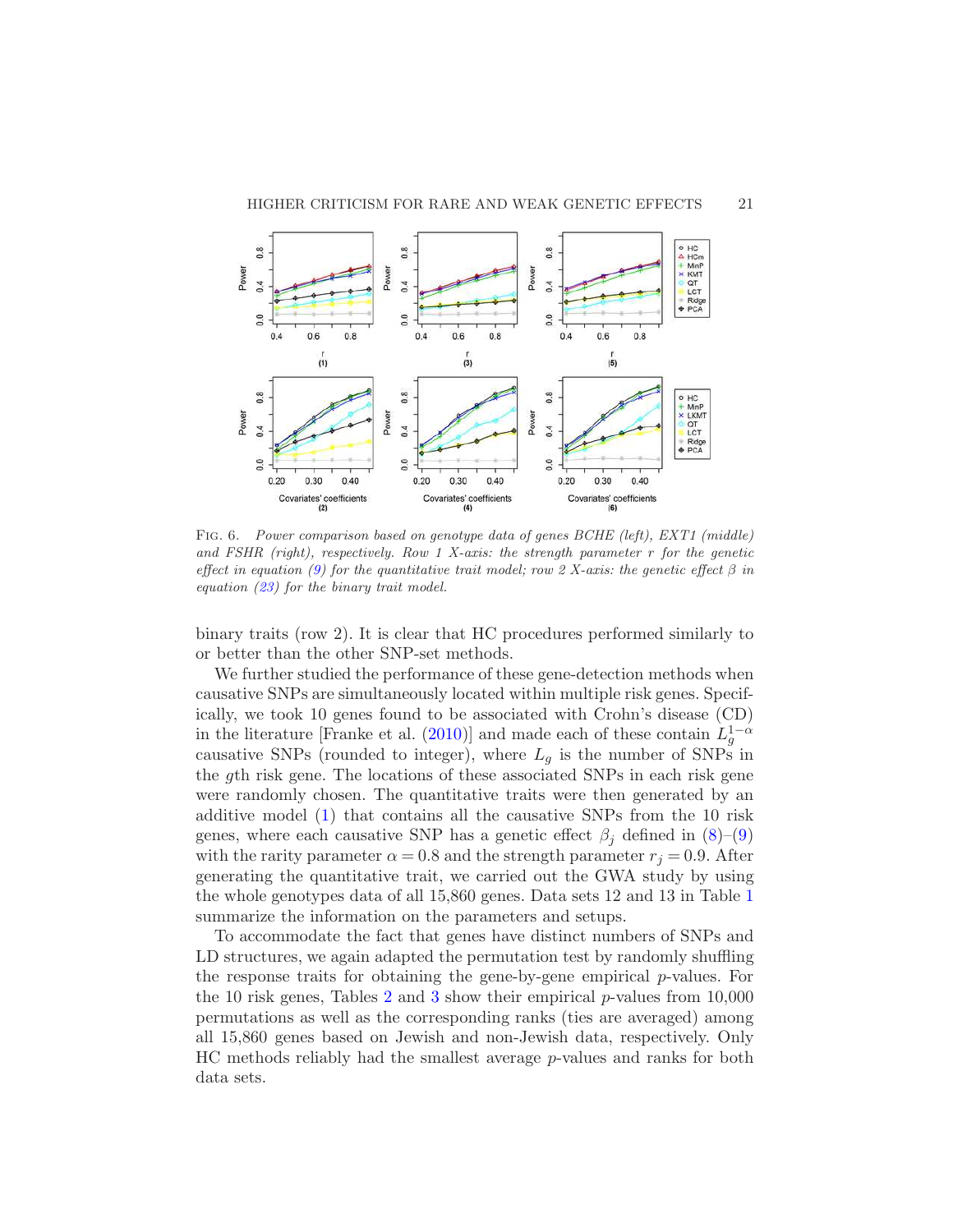FIG. 6. *Power comparison based on genotype data of genes BCHE (left), EXT1 (middle) and FSHR (right), respectively. Row 1 X-axis: the strength parameter $r$ for the genetic effect in equation (9) for the quantitative trait model; row 2 X-axis: the genetic effect $\beta$ in equation (23) for the binary trait model.*

binary traits (row 2). It is clear that HC procedures performed similarly to or better than the other SNP-set methods.

We further studied the performance of these gene-detection methods when causative SNPs are simultaneously located within multiple risk genes. Specifically, we took 10 genes found to be associated with Crohn's disease (CD) in the literature [Franke et al. (2010)] and made each of these contain $L_g^{1-\alpha}$ causative SNPs (rounded to integer), where $L_g$ is the number of SNPs in the $g$th risk gene. The locations of these associated SNPs in each risk gene were randomly chosen. The quantitative traits were then generated by an additive model (1) that contains all the causative SNPs from the 10 risk genes, where each causative SNP has a genetic effect $\beta_j$ defined in (8)–(9) with the rarity parameter $\alpha = 0.8$ and the strength parameter $r_j = 0.9$. After generating the quantitative trait, we carried out the GWA study by using the whole genotypes data of all 15,860 genes. Data sets 12 and 13 in Table 1 summarize the information on the parameters and setups.

To accommodate the fact that genes have distinct numbers of SNPs and LD structures, we again adapted the permutation test by randomly shuffling the response traits for obtaining the gene-by-gene empirical $p$-values. For the 10 risk genes, Tables 2 and 3 show their empirical $p$-values from 10,000 permutations as well as the corresponding ranks (ties are averaged) among all 15,860 genes based on Jewish and non-Jewish data, respectively. Only HC methods reliably had the smallest average $p$-values and ranks for both data sets.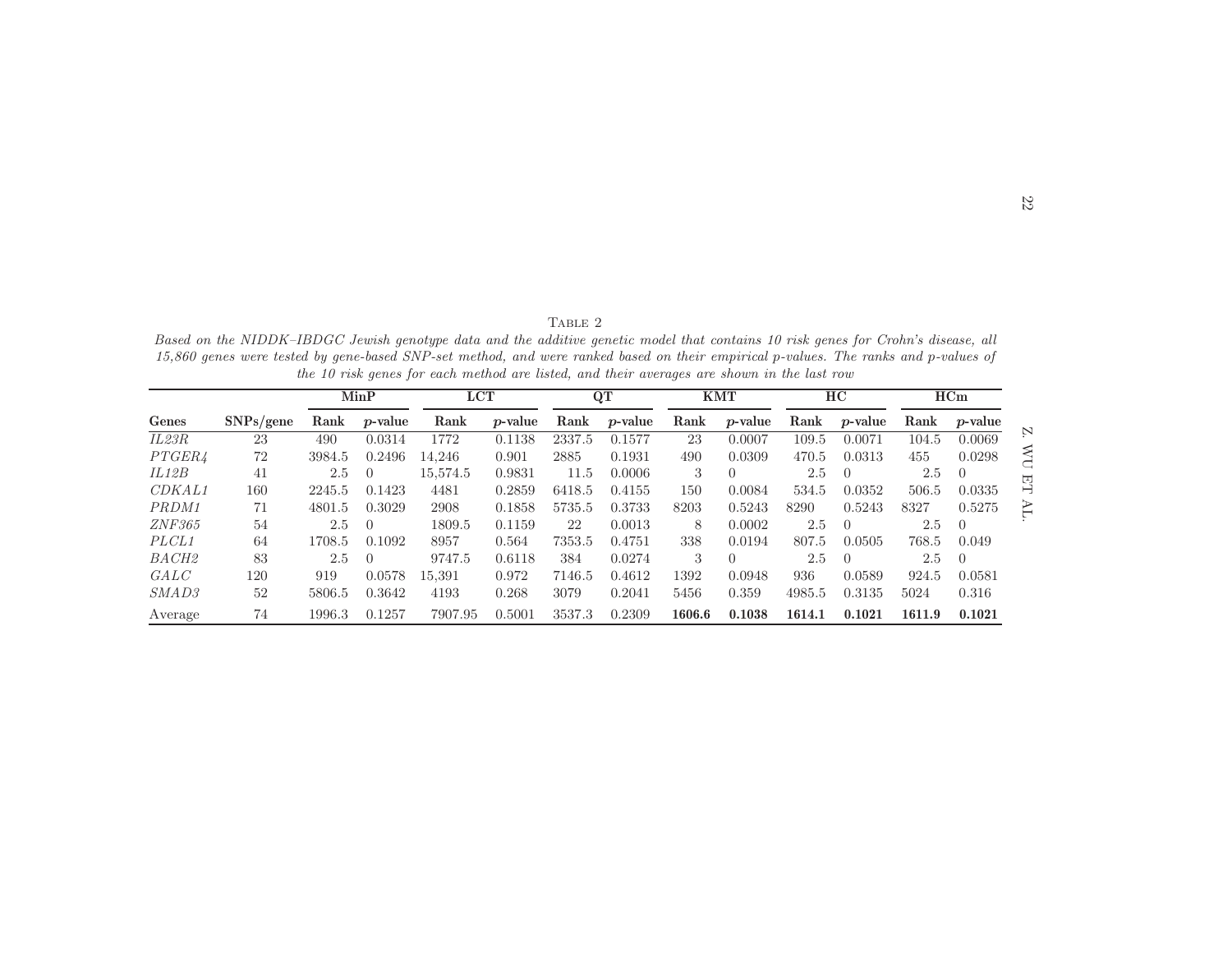TABLE 2

*Based on the NIDDK–IBDGC Jewish genotype data and the additive genetic model that contains 10 risk genes for Crohn's disease, all 15,860 genes were tested by gene-based SNP-set method, and were ranked based on their empirical p-values. The ranks and p-values of the 10 risk genes for each method are listed, and their averages are shown in the last row*

| | | **MinP** | | **LCT** | | **QT** | | **KMT** | | **HC** | | **HCm** | |
|---|---|---|---|---|---|---|---|---|---|---|---|---|---|
| **Genes** | **SNPs/gene** | **Rank** | ***p*-value** | **Rank** | ***p*-value** | **Rank** | ***p*-value** | **Rank** | ***p*-value** | **Rank** | ***p*-value** | **Rank** | ***p*-value** |
| *IL23R* | 23 | 490 | 0.0314 | 1772 | 0.1138 | 2337.5 | 0.1577 | 23 | 0.0007 | 109.5 | 0.0071 | 104.5 | 0.0069 |
| *PTGER4* | 72 | 3984.5 | 0.2496 | 14,246 | 0.901 | 2885 | 0.1931 | 490 | 0.0309 | 470.5 | 0.0313 | 455 | 0.0298 |
| *IL12B* | 41 | 2.5 | 0 | 15,574.5 | 0.9831 | 11.5 | 0.0006 | 3 | 0 | 2.5 | 0 | 2.5 | 0 |
| *CDKAL1* | 160 | 2245.5 | 0.1423 | 4481 | 0.2859 | 6418.5 | 0.4155 | 150 | 0.0084 | 534.5 | 0.0352 | 506.5 | 0.0335 |
| *PRDM1* | 71 | 4801.5 | 0.3029 | 2908 | 0.1858 | 5735.5 | 0.3733 | 8203 | 0.5243 | 8290 | 0.5243 | 8327 | 0.5275 |
| *ZNF365* | 54 | 2.5 | 0 | 1809.5 | 0.1159 | 22 | 0.0013 | 8 | 0.0002 | 2.5 | 0 | 2.5 | 0 |
| *PLCL1* | 64 | 1708.5 | 0.1092 | 8957 | 0.564 | 7353.5 | 0.4751 | 338 | 0.0194 | 807.5 | 0.0505 | 768.5 | 0.049 |
| *BACH2* | 83 | 2.5 | 0 | 9747.5 | 0.6118 | 384 | 0.0274 | 3 | 0 | 2.5 | 0 | 2.5 | 0 |
| *GALC* | 120 | 919 | 0.0578 | 15,391 | 0.972 | 7146.5 | 0.4612 | 1392 | 0.0948 | 936 | 0.0589 | 924.5 | 0.0581 |
| *SMAD3* | 52 | 5806.5 | 0.3642 | 4193 | 0.268 | 3079 | 0.2041 | 5456 | 0.359 | 4985.5 | 0.3135 | 5024 | 0.316 |
| Average | 74 | 1996.3 | 0.1257 | 7907.95 | 0.5001 | 3537.3 | 0.2309 | **1606.6** | **0.1038** | **1614.1** | **0.1021** | **1611.9** | **0.1021** |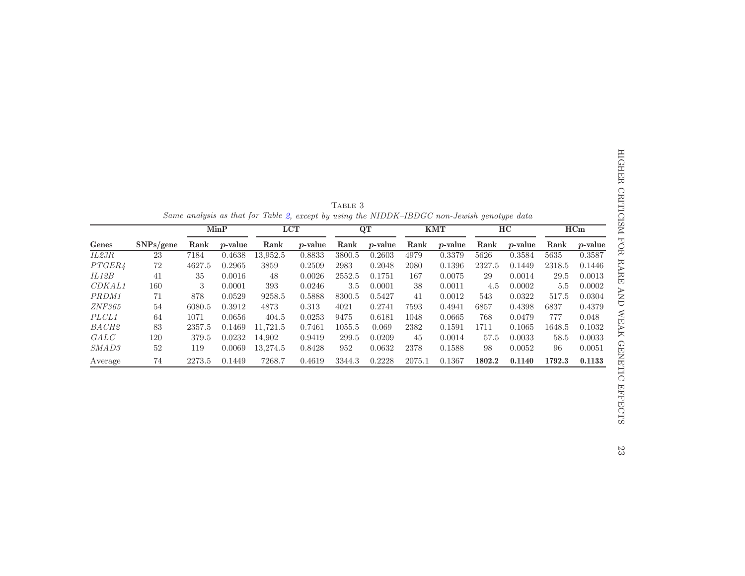Table 3

*Same analysis as that for Table 2, except by using the NIDDK–IBDGC non-Jewish genotype data*

| | | MinP | | LCT | | QT | | KMT | | HC | | HCm | |
|---|---|---|---|---|---|---|---|---|---|---|---|---|---|
| **Genes** | **SNPs/gene** | **Rank** | ***p*-value** | **Rank** | ***p*-value** | **Rank** | ***p*-value** | **Rank** | ***p*-value** | **Rank** | ***p*-value** | **Rank** | ***p*-value** |
| *IL23R* | 23 | 7184 | 0.4638 | 13,952.5 | 0.8833 | 3800.5 | 0.2603 | 4979 | 0.3379 | 5626 | 0.3584 | 5635 | 0.3587 |
| *PTGER4* | 72 | 4627.5 | 0.2965 | 3859 | 0.2509 | 2983 | 0.2048 | 2080 | 0.1396 | 2327.5 | 0.1449 | 2318.5 | 0.1446 |
| *IL12B* | 41 | 35 | 0.0016 | 48 | 0.0026 | 2552.5 | 0.1751 | 167 | 0.0075 | 29 | 0.0014 | 29.5 | 0.0013 |
| *CDKAL1* | 160 | 3 | 0.0001 | 393 | 0.0246 | 3.5 | 0.0001 | 38 | 0.0011 | 4.5 | 0.0002 | 5.5 | 0.0002 |
| *PRDM1* | 71 | 878 | 0.0529 | 9258.5 | 0.5888 | 8300.5 | 0.5427 | 41 | 0.0012 | 543 | 0.0322 | 517.5 | 0.0304 |
| *ZNF365* | 54 | 6080.5 | 0.3912 | 4873 | 0.313 | 4021 | 0.2741 | 7593 | 0.4941 | 6857 | 0.4398 | 6837 | 0.4379 |
| *PLCL1* | 64 | 1071 | 0.0656 | 404.5 | 0.0253 | 9475 | 0.6181 | 1048 | 0.0665 | 768 | 0.0479 | 777 | 0.048 |
| *BACH2* | 83 | 2357.5 | 0.1469 | 11,721.5 | 0.7461 | 1055.5 | 0.069 | 2382 | 0.1591 | 1711 | 0.1065 | 1648.5 | 0.1032 |
| *GALC* | 120 | 379.5 | 0.0232 | 14,902 | 0.9419 | 299.5 | 0.0209 | 45 | 0.0014 | 57.5 | 0.0033 | 58.5 | 0.0033 |
| *SMAD3* | 52 | 119 | 0.0069 | 13,274.5 | 0.8428 | 952 | 0.0632 | 2378 | 0.1588 | 98 | 0.0052 | 96 | 0.0051 |
| Average | 74 | 2273.5 | 0.1449 | 7268.7 | 0.4619 | 3344.3 | 0.2228 | 2075.1 | 0.1367 | **1802.2** | **0.1140** | **1792.3** | **0.1133** |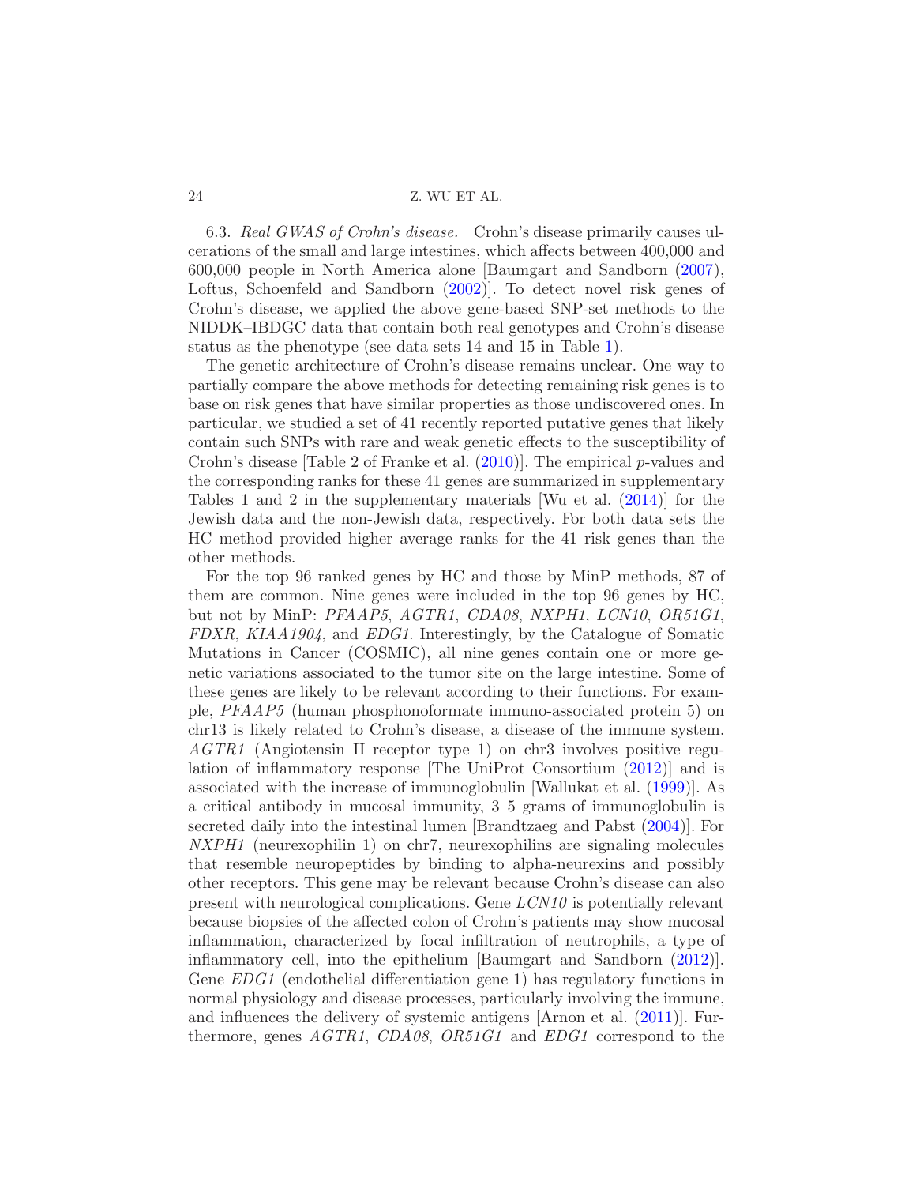6.3. *Real GWAS of Crohn's disease.* Crohn's disease primarily causes ulcerations of the small and large intestines, which affects between 400,000 and 600,000 people in North America alone [Baumgart and Sandborn (2007), Loftus, Schoenfeld and Sandborn (2002)]. To detect novel risk genes of Crohn's disease, we applied the above gene-based SNP-set methods to the NIDDK–IBDGC data that contain both real genotypes and Crohn's disease status as the phenotype (see data sets 14 and 15 in Table 1).

The genetic architecture of Crohn's disease remains unclear. One way to partially compare the above methods for detecting remaining risk genes is to base on risk genes that have similar properties as those undiscovered ones. In particular, we studied a set of 41 recently reported putative genes that likely contain such SNPs with rare and weak genetic effects to the susceptibility of Crohn's disease [Table 2 of Franke et al. (2010)]. The empirical $p$-values and the corresponding ranks for these 41 genes are summarized in supplementary Tables 1 and 2 in the supplementary materials [Wu et al. (2014)] for the Jewish data and the non-Jewish data, respectively. For both data sets the HC method provided higher average ranks for the 41 risk genes than the other methods.

For the top 96 ranked genes by HC and those by MinP methods, 87 of them are common. Nine genes were included in the top 96 genes by HC, but not by MinP: *PFAAP5*, *AGTR1*, *CDA08*, *NXPH1*, *LCN10*, *OR51G1*, *FDXR*, *KIAA1904*, and *EDG1*. Interestingly, by the Catalogue of Somatic Mutations in Cancer (COSMIC), all nine genes contain one or more genetic variations associated to the tumor site on the large intestine. Some of these genes are likely to be relevant according to their functions. For example, *PFAAP5* (human phosphonoformate immuno-associated protein 5) on chr13 is likely related to Crohn's disease, a disease of the immune system. *AGTR1* (Angiotensin II receptor type 1) on chr3 involves positive regulation of inflammatory response [The UniProt Consortium (2012)] and is associated with the increase of immunoglobulin [Wallukat et al. (1999)]. As a critical antibody in mucosal immunity, 3–5 grams of immunoglobulin is secreted daily into the intestinal lumen [Brandtzaeg and Pabst (2004)]. For *NXPH1* (neurexophilin 1) on chr7, neurexophilins are signaling molecules that resemble neuropeptides by binding to alpha-neurexins and possibly other receptors. This gene may be relevant because Crohn's disease can also present with neurological complications. Gene *LCN10* is potentially relevant because biopsies of the affected colon of Crohn's patients may show mucosal inflammation, characterized by focal infiltration of neutrophils, a type of inflammatory cell, into the epithelium [Baumgart and Sandborn (2012)]. Gene *EDG1* (endothelial differentiation gene 1) has regulatory functions in normal physiology and disease processes, particularly involving the immune, and influences the delivery of systemic antigens [Arnon et al. (2011)]. Furthermore, genes *AGTR1*, *CDA08*, *OR51G1* and *EDG1* correspond to the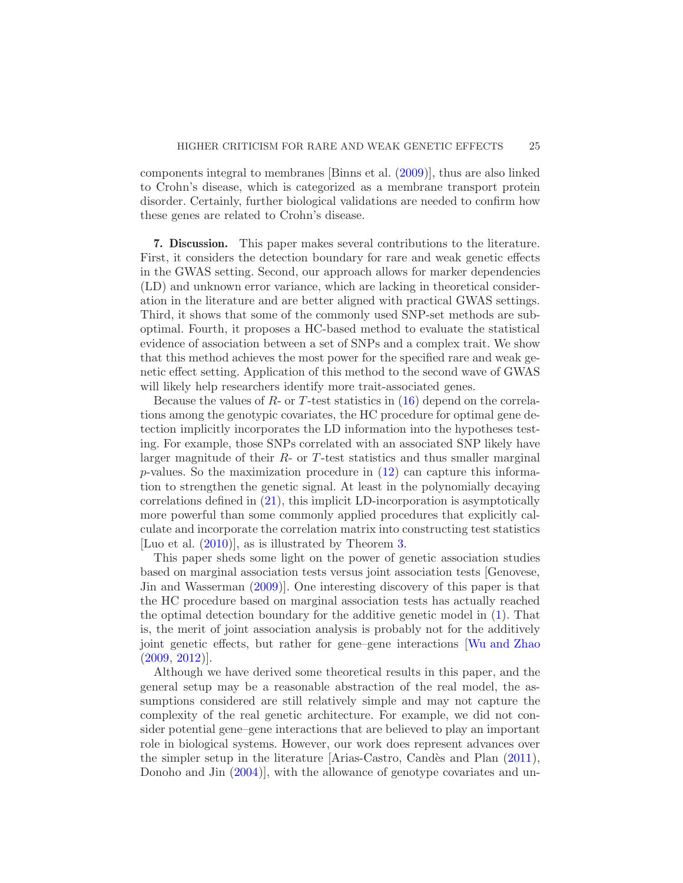components integral to membranes [Binns et al. (2009)], thus are also linked to Crohn's disease, which is categorized as a membrane transport protein disorder. Certainly, further biological validations are needed to confirm how these genes are related to Crohn's disease.

**7. Discussion.** This paper makes several contributions to the literature. First, it considers the detection boundary for rare and weak genetic effects in the GWAS setting. Second, our approach allows for marker dependencies (LD) and unknown error variance, which are lacking in theoretical consideration in the literature and are better aligned with practical GWAS settings. Third, it shows that some of the commonly used SNP-set methods are suboptimal. Fourth, it proposes a HC-based method to evaluate the statistical evidence of association between a set of SNPs and a complex trait. We show that this method achieves the most power for the specified rare and weak genetic effect setting. Application of this method to the second wave of GWAS will likely help researchers identify more trait-associated genes.

Because the values of $R$- or $T$-test statistics in (16) depend on the correlations among the genotypic covariates, the HC procedure for optimal gene detection implicitly incorporates the LD information into the hypotheses testing. For example, those SNPs correlated with an associated SNP likely have larger magnitude of their $R$- or $T$-test statistics and thus smaller marginal $p$-values. So the maximization procedure in (12) can capture this information to strengthen the genetic signal. At least in the polynomially decaying correlations defined in (21), this implicit LD-incorporation is asymptotically more powerful than some commonly applied procedures that explicitly calculate and incorporate the correlation matrix into constructing test statistics [Luo et al. (2010)], as is illustrated by Theorem 3.

This paper sheds some light on the power of genetic association studies based on marginal association tests versus joint association tests [Genovese, Jin and Wasserman (2009)]. One interesting discovery of this paper is that the HC procedure based on marginal association tests has actually reached the optimal detection boundary for the additive genetic model in (1). That is, the merit of joint association analysis is probably not for the additively joint genetic effects, but rather for gene–gene interactions [Wu and Zhao (2009, 2012)].

Although we have derived some theoretical results in this paper, and the general setup may be a reasonable abstraction of the real model, the assumptions considered are still relatively simple and may not capture the complexity of the real genetic architecture. For example, we did not consider potential gene–gene interactions that are believed to play an important role in biological systems. However, our work does represent advances over the simpler setup in the literature [Arias-Castro, Candès and Plan (2011), Donoho and Jin (2004)], with the allowance of genotype covariates and un-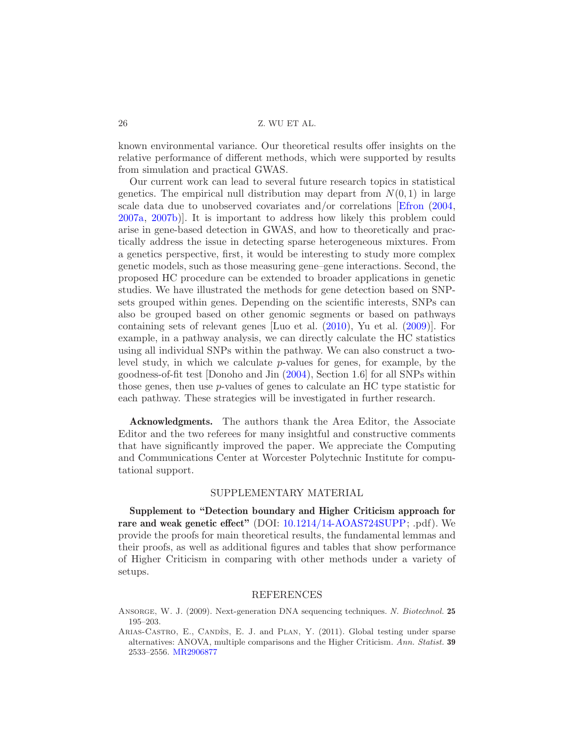known environmental variance. Our theoretical results offer insights on the relative performance of different methods, which were supported by results from simulation and practical GWAS.

Our current work can lead to several future research topics in statistical genetics. The empirical null distribution may depart from $N(0,1)$ in large scale data due to unobserved covariates and/or correlations [Efron (2004, 2007a, 2007b)]. It is important to address how likely this problem could arise in gene-based detection in GWAS, and how to theoretically and practically address the issue in detecting sparse heterogeneous mixtures. From a genetics perspective, first, it would be interesting to study more complex genetic models, such as those measuring gene–gene interactions. Second, the proposed HC procedure can be extended to broader applications in genetic studies. We have illustrated the methods for gene detection based on SNP-sets grouped within genes. Depending on the scientific interests, SNPs can also be grouped based on other genomic segments or based on pathways containing sets of relevant genes [Luo et al. (2010), Yu et al. (2009)]. For example, in a pathway analysis, we can directly calculate the HC statistics using all individual SNPs within the pathway. We can also construct a two-level study, in which we calculate $p$-values for genes, for example, by the goodness-of-fit test [Donoho and Jin (2004), Section 1.6] for all SNPs within those genes, then use $p$-values of genes to calculate an HC type statistic for each pathway. These strategies will be investigated in further research.

**Acknowledgments.** The authors thank the Area Editor, the Associate Editor and the two referees for many insightful and constructive comments that have significantly improved the paper. We appreciate the Computing and Communications Center at Worcester Polytechnic Institute for computational support.

## SUPPLEMENTARY MATERIAL

**Supplement to "Detection boundary and Higher Criticism approach for rare and weak genetic effect"** (DOI: 10.1214/14-AOAS724SUPP; .pdf). We provide the proofs for main theoretical results, the fundamental lemmas and their proofs, as well as additional figures and tables that show performance of Higher Criticism in comparing with other methods under a variety of setups.

## REFERENCES

Ansorge, W. J. (2009). Next-generation DNA sequencing techniques. *N. Biotechnol.* **25** 195–203.

Arias-Castro, E., Candès, E. J. and Plan, Y. (2011). Global testing under sparse alternatives: ANOVA, multiple comparisons and the Higher Criticism. *Ann. Statist.* **39** 2533–2556. MR2906877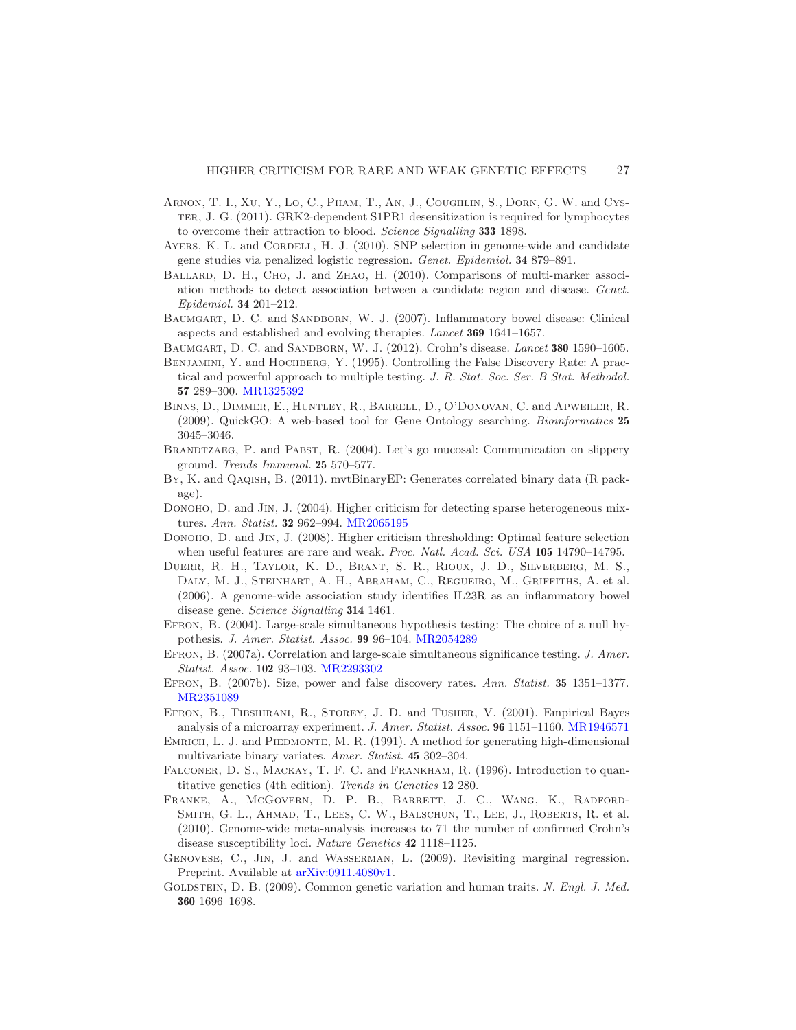Arnon, T. I., Xu, Y., Lo, C., Pham, T., An, J., Coughlin, S., Dorn, G. W. and Cyster, J. G. (2011). GRK2-dependent S1PR1 desensitization is required for lymphocytes to overcome their attraction to blood. *Science Signalling* **333** 1898.

Ayers, K. L. and Cordell, H. J. (2010). SNP selection in genome-wide and candidate gene studies via penalized logistic regression. *Genet. Epidemiol.* **34** 879–891.

Ballard, D. H., Cho, J. and Zhao, H. (2010). Comparisons of multi-marker association methods to detect association between a candidate region and disease. *Genet. Epidemiol.* **34** 201–212.

Baumgart, D. C. and Sandborn, W. J. (2007). Inflammatory bowel disease: Clinical aspects and established and evolving therapies. *Lancet* **369** 1641–1657.

Baumgart, D. C. and Sandborn, W. J. (2012). Crohn's disease. *Lancet* **380** 1590–1605.

Benjamini, Y. and Hochberg, Y. (1995). Controlling the False Discovery Rate: A practical and powerful approach to multiple testing. *J. R. Stat. Soc. Ser. B Stat. Methodol.* **57** 289–300. MR1325392

Binns, D., Dimmer, E., Huntley, R., Barrell, D., O'Donovan, C. and Apweiler, R. (2009). QuickGO: A web-based tool for Gene Ontology searching. *Bioinformatics* **25** 3045–3046.

Brandtzaeg, P. and Pabst, R. (2004). Let's go mucosal: Communication on slippery ground. *Trends Immunol.* **25** 570–577.

By, K. and Qaqish, B. (2011). mvtBinaryEP: Generates correlated binary data (R package).

Donoho, D. and Jin, J. (2004). Higher criticism for detecting sparse heterogeneous mixtures. *Ann. Statist.* **32** 962–994. MR2065195

Donoho, D. and Jin, J. (2008). Higher criticism thresholding: Optimal feature selection when useful features are rare and weak. *Proc. Natl. Acad. Sci. USA* **105** 14790–14795.

Duerr, R. H., Taylor, K. D., Brant, S. R., Rioux, J. D., Silverberg, M. S., Daly, M. J., Steinhart, A. H., Abraham, C., Regueiro, M., Griffiths, A. et al. (2006). A genome-wide association study identifies IL23R as an inflammatory bowel disease gene. *Science Signalling* **314** 1461.

Efron, B. (2004). Large-scale simultaneous hypothesis testing: The choice of a null hypothesis. *J. Amer. Statist. Assoc.* **99** 96–104. MR2054289

Efron, B. (2007a). Correlation and large-scale simultaneous significance testing. *J. Amer. Statist. Assoc.* **102** 93–103. MR2293302

Efron, B. (2007b). Size, power and false discovery rates. *Ann. Statist.* **35** 1351–1377. MR2351089

Efron, B., Tibshirani, R., Storey, J. D. and Tusher, V. (2001). Empirical Bayes analysis of a microarray experiment. *J. Amer. Statist. Assoc.* **96** 1151–1160. MR1946571

Emrich, L. J. and Piedmonte, M. R. (1991). A method for generating high-dimensional multivariate binary variates. *Amer. Statist.* **45** 302–304.

Falconer, D. S., Mackay, T. F. C. and Frankham, R. (1996). Introduction to quantitative genetics (4th edition). *Trends in Genetics* **12** 280.

Franke, A., McGovern, D. P. B., Barrett, J. C., Wang, K., Radford-Smith, G. L., Ahmad, T., Lees, C. W., Balschun, T., Lee, J., Roberts, R. et al. (2010). Genome-wide meta-analysis increases to 71 the number of confirmed Crohn's disease susceptibility loci. *Nature Genetics* **42** 1118–1125.

Genovese, C., Jin, J. and Wasserman, L. (2009). Revisiting marginal regression. Preprint. Available at arXiv:0911.4080v1.

Goldstein, D. B. (2009). Common genetic variation and human traits. *N. Engl. J. Med.* **360** 1696–1698.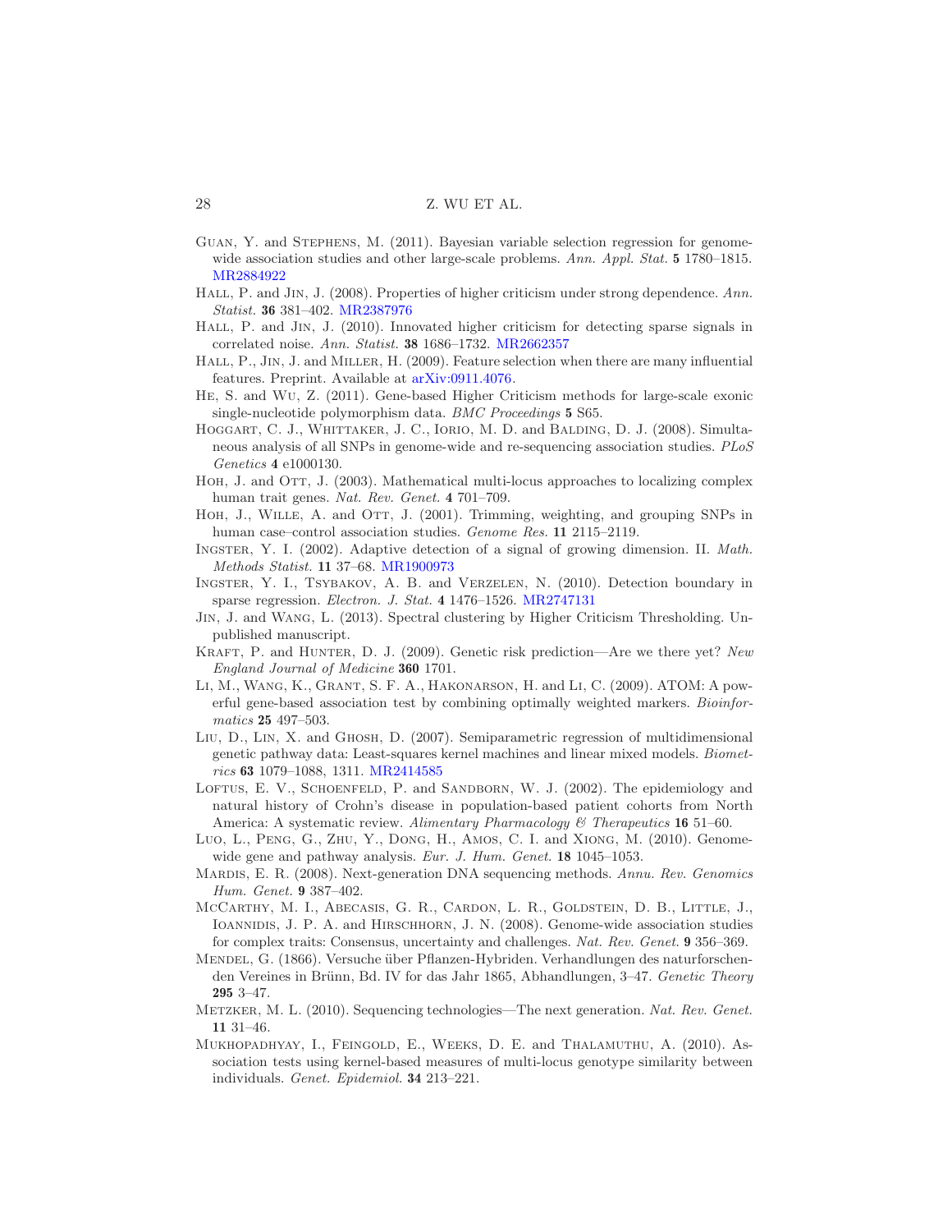Guan, Y. and Stephens, M. (2011). Bayesian variable selection regression for genome-wide association studies and other large-scale problems. *Ann. Appl. Stat.* **5** 1780–1815. MR2884922

Hall, P. and Jin, J. (2008). Properties of higher criticism under strong dependence. *Ann. Statist.* **36** 381–402. MR2387976

Hall, P. and Jin, J. (2010). Innovated higher criticism for detecting sparse signals in correlated noise. *Ann. Statist.* **38** 1686–1732. MR2662357

Hall, P., Jin, J. and Miller, H. (2009). Feature selection when there are many influential features. Preprint. Available at arXiv:0911.4076.

He, S. and Wu, Z. (2011). Gene-based Higher Criticism methods for large-scale exonic single-nucleotide polymorphism data. *BMC Proceedings* **5** S65.

Hoggart, C. J., Whittaker, J. C., Iorio, M. D. and Balding, D. J. (2008). Simultaneous analysis of all SNPs in genome-wide and re-sequencing association studies. *PLoS Genetics* **4** e1000130.

Hoh, J. and Ott, J. (2003). Mathematical multi-locus approaches to localizing complex human trait genes. *Nat. Rev. Genet.* **4** 701–709.

Hoh, J., Wille, A. and Ott, J. (2001). Trimming, weighting, and grouping SNPs in human case–control association studies. *Genome Res.* **11** 2115–2119.

Ingster, Y. I. (2002). Adaptive detection of a signal of growing dimension. II. *Math. Methods Statist.* **11** 37–68. MR1900973

Ingster, Y. I., Tsybakov, A. B. and Verzelen, N. (2010). Detection boundary in sparse regression. *Electron. J. Stat.* **4** 1476–1526. MR2747131

Jin, J. and Wang, L. (2013). Spectral clustering by Higher Criticism Thresholding. Unpublished manuscript.

Kraft, P. and Hunter, D. J. (2009). Genetic risk prediction—Are we there yet? *New England Journal of Medicine* **360** 1701.

Li, M., Wang, K., Grant, S. F. A., Hakonarson, H. and Li, C. (2009). ATOM: A powerful gene-based association test by combining optimally weighted markers. *Bioinformatics* **25** 497–503.

Liu, D., Lin, X. and Ghosh, D. (2007). Semiparametric regression of multidimensional genetic pathway data: Least-squares kernel machines and linear mixed models. *Biometrics* **63** 1079–1088, 1311. MR2414585

Loftus, E. V., Schoenfeld, P. and Sandborn, W. J. (2002). The epidemiology and natural history of Crohn's disease in population-based patient cohorts from North America: A systematic review. *Alimentary Pharmacology & Therapeutics* **16** 51–60.

Luo, L., Peng, G., Zhu, Y., Dong, H., Amos, C. I. and Xiong, M. (2010). Genome-wide gene and pathway analysis. *Eur. J. Hum. Genet.* **18** 1045–1053.

Mardis, E. R. (2008). Next-generation DNA sequencing methods. *Annu. Rev. Genomics Hum. Genet.* **9** 387–402.

McCarthy, M. I., Abecasis, G. R., Cardon, L. R., Goldstein, D. B., Little, J., Ioannidis, J. P. A. and Hirschhorn, J. N. (2008). Genome-wide association studies for complex traits: Consensus, uncertainty and challenges. *Nat. Rev. Genet.* **9** 356–369.

Mendel, G. (1866). Versuche über Pflanzen-Hybriden. Verhandlungen des naturforschenden Vereines in Brünn, Bd. IV for das Jahr 1865, Abhandlungen, 3–47. *Genetic Theory* **295** 3–47.

Metzker, M. L. (2010). Sequencing technologies—The next generation. *Nat. Rev. Genet.* **11** 31–46.

Mukhopadhyay, I., Feingold, E., Weeks, D. E. and Thalamuthu, A. (2010). Association tests using kernel-based measures of multi-locus genotype similarity between individuals. *Genet. Epidemiol.* **34** 213–221.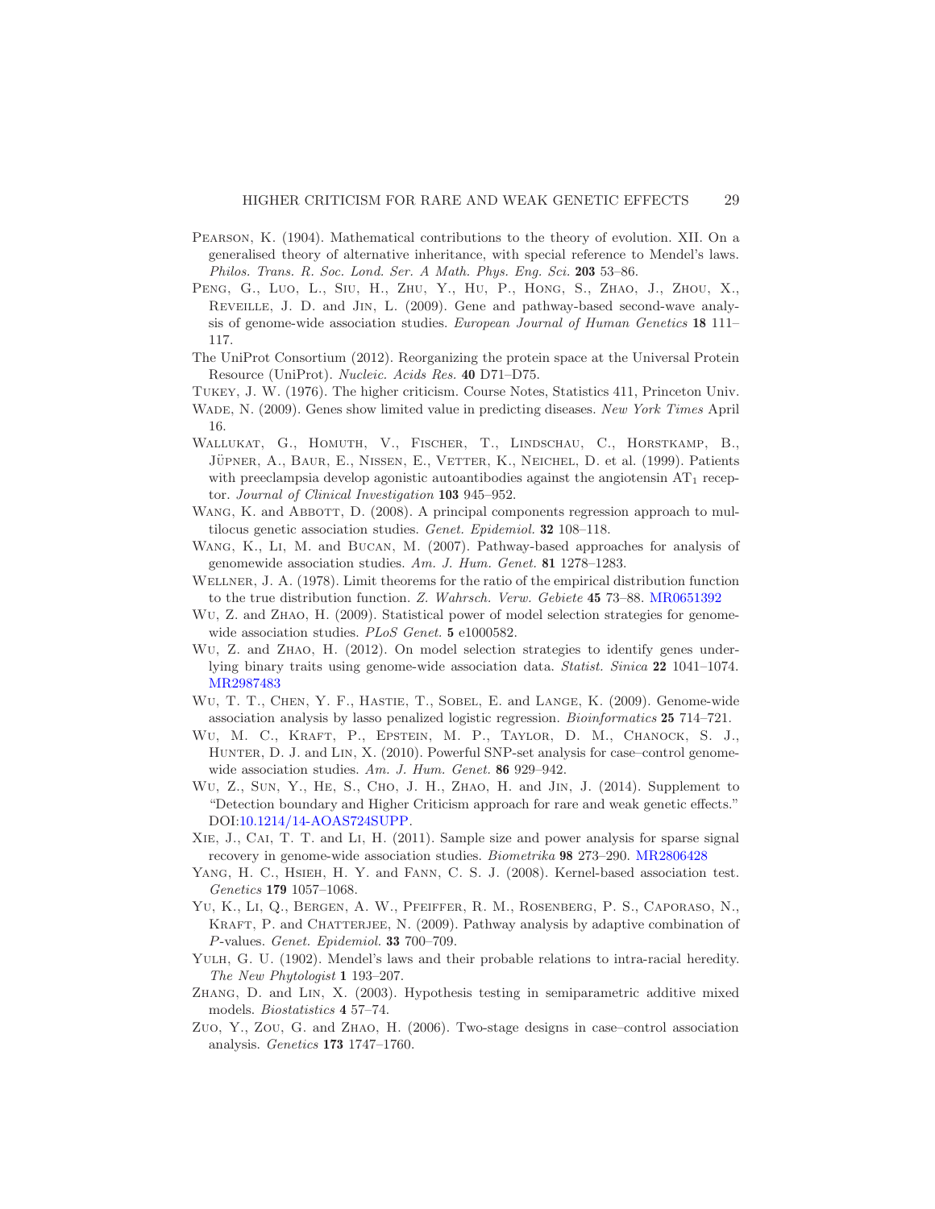Pearson, K. (1904). Mathematical contributions to the theory of evolution. XII. On a generalised theory of alternative inheritance, with special reference to Mendel's laws. *Philos. Trans. R. Soc. Lond. Ser. A Math. Phys. Eng. Sci.* **203** 53–86.

Peng, G., Luo, L., Siu, H., Zhu, Y., Hu, P., Hong, S., Zhao, J., Zhou, X., Reveille, J. D. and Jin, L. (2009). Gene and pathway-based second-wave analysis of genome-wide association studies. *European Journal of Human Genetics* **18** 111–117.

The UniProt Consortium (2012). Reorganizing the protein space at the Universal Protein Resource (UniProt). *Nucleic. Acids Res.* **40** D71–D75.

Tukey, J. W. (1976). The higher criticism. Course Notes, Statistics 411, Princeton Univ.

Wade, N. (2009). Genes show limited value in predicting diseases. *New York Times* April 16.

Wallukat, G., Homuth, V., Fischer, T., Lindschau, C., Horstkamp, B., Jüpner, A., Baur, E., Nissen, E., Vetter, K., Neichel, D. et al. (1999). Patients with preeclampsia develop agonistic autoantibodies against the angiotensin $AT_1$ receptor. *Journal of Clinical Investigation* **103** 945–952.

Wang, K. and Abbott, D. (2008). A principal components regression approach to multilocus genetic association studies. *Genet. Epidemiol.* **32** 108–118.

Wang, K., Li, M. and Bucan, M. (2007). Pathway-based approaches for analysis of genomewide association studies. *Am. J. Hum. Genet.* **81** 1278–1283.

Wellner, J. A. (1978). Limit theorems for the ratio of the empirical distribution function to the true distribution function. *Z. Wahrsch. Verw. Gebiete* **45** 73–88. MR0651392

Wu, Z. and Zhao, H. (2009). Statistical power of model selection strategies for genome-wide association studies. *PLoS Genet.* **5** e1000582.

Wu, Z. and Zhao, H. (2012). On model selection strategies to identify genes underlying binary traits using genome-wide association data. *Statist. Sinica* **22** 1041–1074. MR2987483

Wu, T. T., Chen, Y. F., Hastie, T., Sobel, E. and Lange, K. (2009). Genome-wide association analysis by lasso penalized logistic regression. *Bioinformatics* **25** 714–721.

Wu, M. C., Kraft, P., Epstein, M. P., Taylor, D. M., Chanock, S. J., Hunter, D. J. and Lin, X. (2010). Powerful SNP-set analysis for case–control genome-wide association studies. *Am. J. Hum. Genet.* **86** 929–942.

Wu, Z., Sun, Y., He, S., Cho, J. H., Zhao, H. and Jin, J. (2014). Supplement to "Detection boundary and Higher Criticism approach for rare and weak genetic effects." DOI:10.1214/14-AOAS724SUPP.

Xie, J., Cai, T. T. and Li, H. (2011). Sample size and power analysis for sparse signal recovery in genome-wide association studies. *Biometrika* **98** 273–290. MR2806428

Yang, H. C., Hsieh, H. Y. and Fann, C. S. J. (2008). Kernel-based association test. *Genetics* **179** 1057–1068.

Yu, K., Li, Q., Bergen, A. W., Pfeiffer, R. M., Rosenberg, P. S., Caporaso, N., Kraft, P. and Chatterjee, N. (2009). Pathway analysis by adaptive combination of *P*-values. *Genet. Epidemiol.* **33** 700–709.

Yulh, G. U. (1902). Mendel's laws and their probable relations to intra-racial heredity. *The New Phytologist* **1** 193–207.

Zhang, D. and Lin, X. (2003). Hypothesis testing in semiparametric additive mixed models. *Biostatistics* **4** 57–74.

Zuo, Y., Zou, G. and Zhao, H. (2006). Two-stage designs in case–control association analysis. *Genetics* **173** 1747–1760.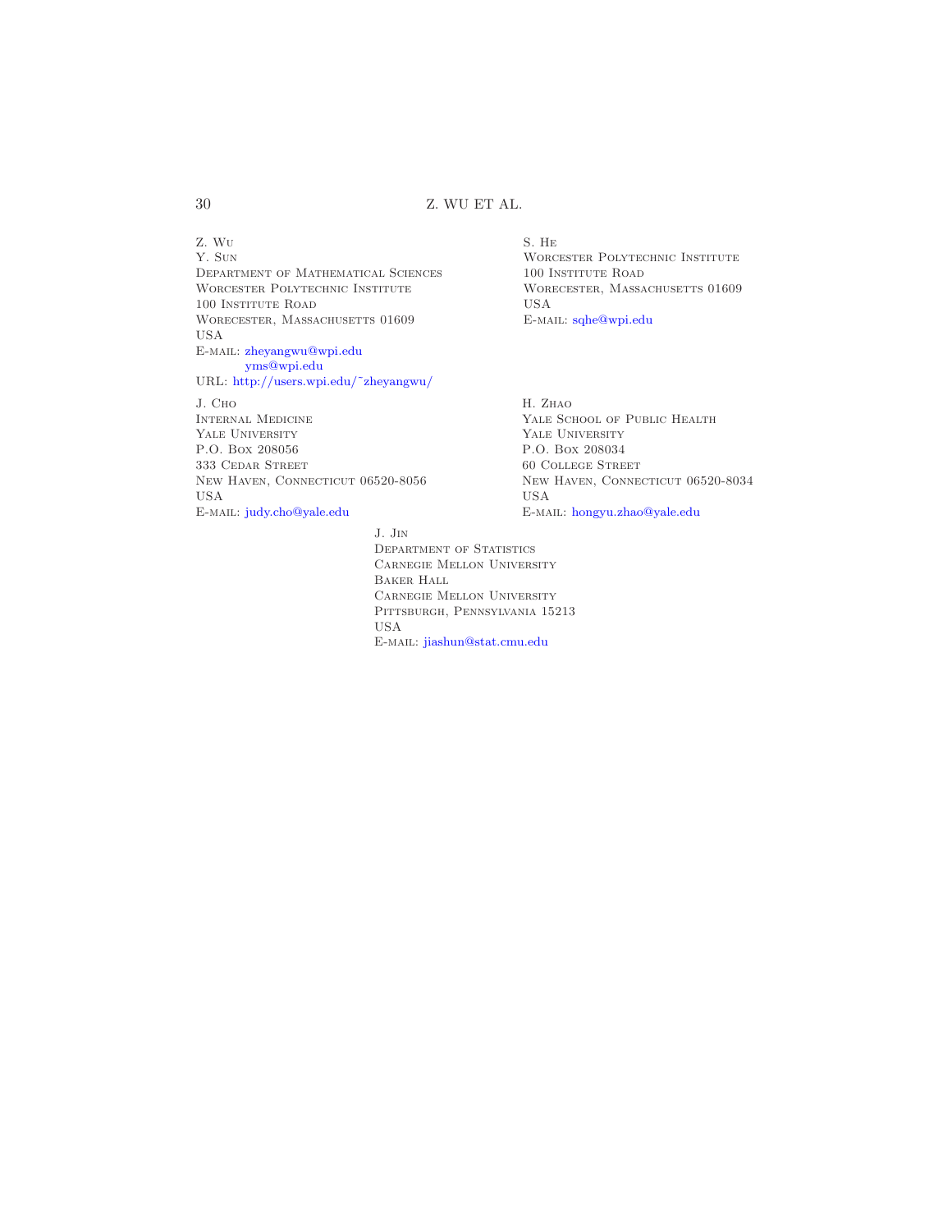Z. Wu
Y. Sun
Department of Mathematical Sciences
Worcester Polytechnic Institute
100 Institute Road
Worecester, Massachusetts 01609
USA
E-mail: zheyangwu@wpi.edu
yms@wpi.edu
URL: http://users.wpi.edu/˜zheyangwu/

S. He
Worcester Polytechnic Institute
100 Institute Road
Worecester, Massachusetts 01609
USA
E-mail: sqhe@wpi.edu

J. Cho
Internal Medicine
Yale University
P.O. Box 208056
333 Cedar Street
New Haven, Connecticut 06520-8056
USA
E-mail: judy.cho@yale.edu

H. Zhao
Yale School of Public Health
Yale University
P.O. Box 208034
60 College Street
New Haven, Connecticut 06520-8034
USA
E-mail: hongyu.zhao@yale.edu

J. Jin
Department of Statistics
Carnegie Mellon University
Baker Hall
Carnegie Mellon University
Pittsburgh, Pennsylvania 15213
USA
E-mail: jiashun@stat.cmu.edu